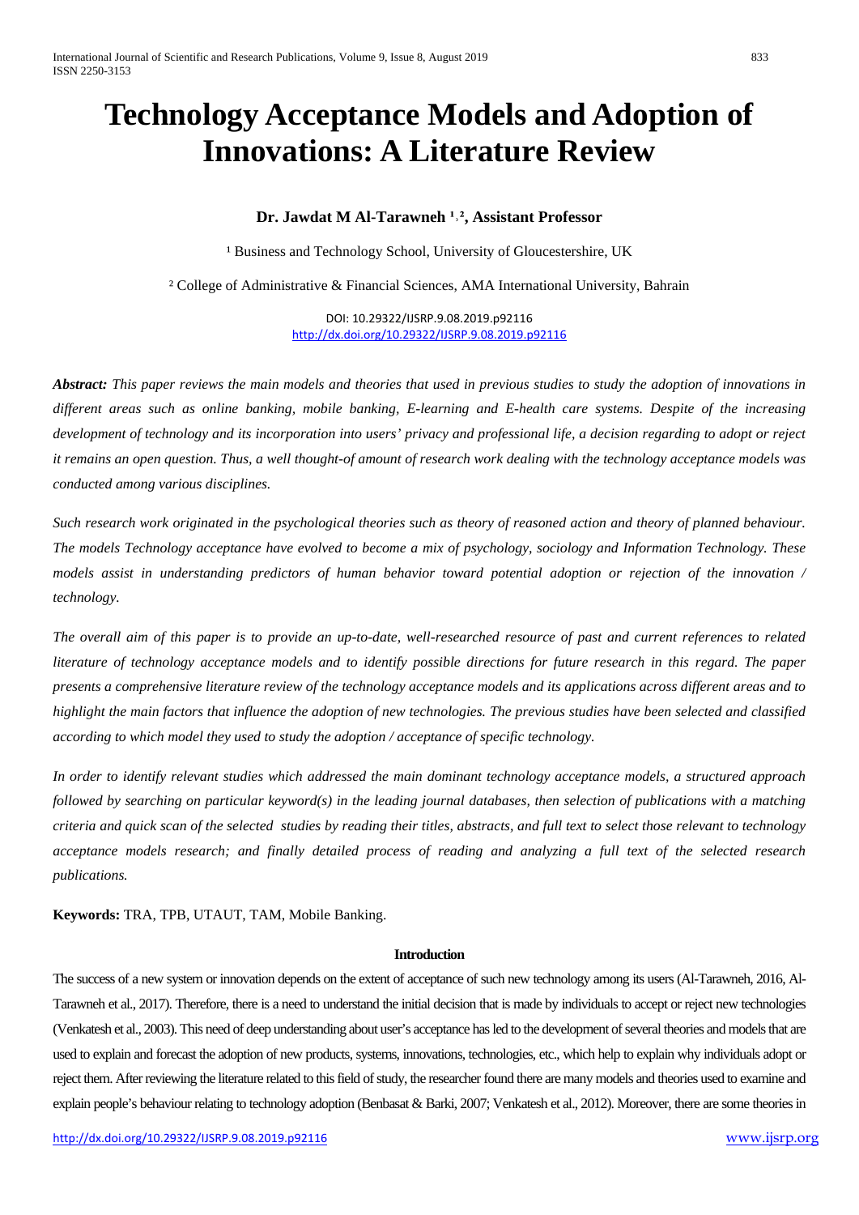# Technology Acceptance Models and Adoption of Innovations: A Literature Review

**Dr. Jawdat M Al-Tarawneh [1,2], Assistant Professor**

[1] Business and Technology School, University of Gloucestershire, UK

[2] College of Administrative & Financial Sciences, AMA International University, Bahrain

DOI: 10.29322/IJSRP.9.08.2019.p92116
http://dx.doi.org/10.29322/IJSRP.9.08.2019.p92116

***Abstract:*** *This paper reviews the main models and theories that used in previous studies to study the adoption of innovations in different areas such as online banking, mobile banking, E-learning and E-health care systems. Despite of the increasing development of technology and its incorporation into users' privacy and professional life, a decision regarding to adopt or reject it remains an open question. Thus, a well thought-of amount of research work dealing with the technology acceptance models was conducted among various disciplines.*

*Such research work originated in the psychological theories such as theory of reasoned action and theory of planned behaviour. The models Technology acceptance have evolved to become a mix of psychology, sociology and Information Technology. These models assist in understanding predictors of human behavior toward potential adoption or rejection of the innovation / technology.*

*The overall aim of this paper is to provide an up-to-date, well-researched resource of past and current references to related literature of technology acceptance models and to identify possible directions for future research in this regard. The paper presents a comprehensive literature review of the technology acceptance models and its applications across different areas and to highlight the main factors that influence the adoption of new technologies. The previous studies have been selected and classified according to which model they used to study the adoption / acceptance of specific technology.*

*In order to identify relevant studies which addressed the main dominant technology acceptance models, a structured approach followed by searching on particular keyword(s) in the leading journal databases, then selection of publications with a matching criteria and quick scan of the selected studies by reading their titles, abstracts, and full text to select those relevant to technology acceptance models research; and finally detailed process of reading and analyzing a full text of the selected research publications.*

**Keywords:** TRA, TPB, UTAUT, TAM, Mobile Banking.

## Introduction

The success of a new system or innovation depends on the extent of acceptance of such new technology among its users (Al-Tarawneh, 2016, Al-Tarawneh et al., 2017). Therefore, there is a need to understand the initial decision that is made by individuals to accept or reject new technologies (Venkatesh et al., 2003). This need of deep understanding about user's acceptance has led to the development of several theories and models that are used to explain and forecast the adoption of new products, systems, innovations, technologies, etc., which help to explain why individuals adopt or reject them. After reviewing the literature related to this field of study, the researcher found there are many models and theories used to examine and explain people's behaviour relating to technology adoption (Benbasat & Barki, 2007; Venkatesh et al., 2012). Moreover, there are some theories in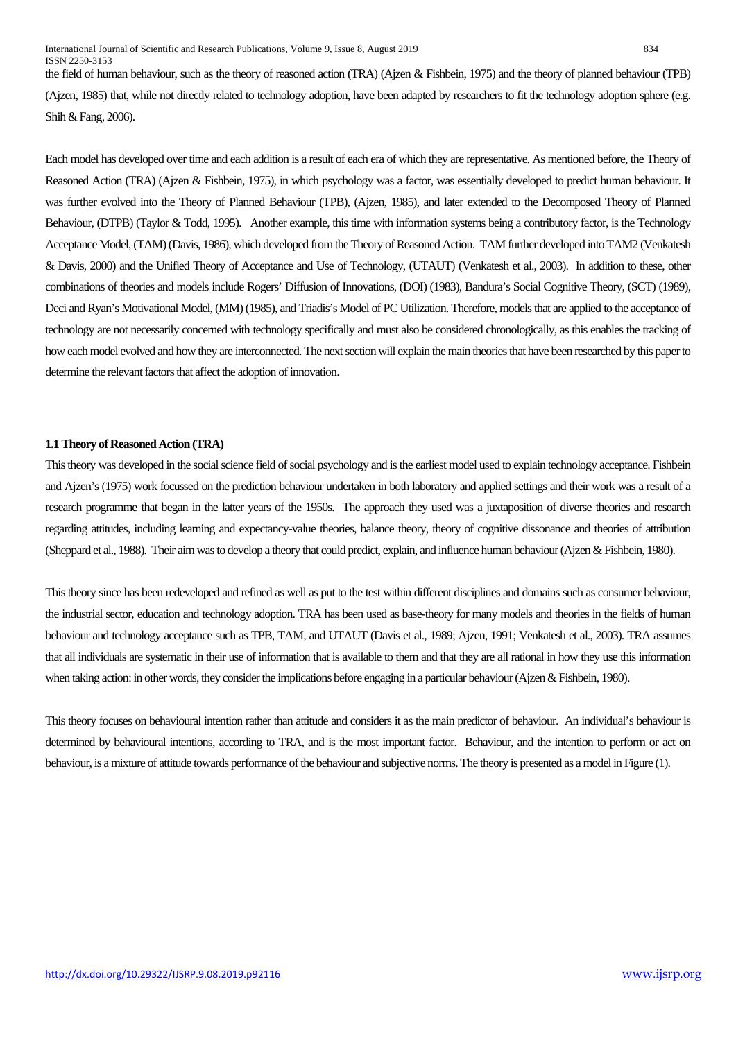the field of human behaviour, such as the theory of reasoned action (TRA) (Ajzen & Fishbein, 1975) and the theory of planned behaviour (TPB) (Ajzen, 1985) that, while not directly related to technology adoption, have been adapted by researchers to fit the technology adoption sphere (e.g. Shih & Fang, 2006).

Each model has developed over time and each addition is a result of each era of which they are representative. As mentioned before, the Theory of Reasoned Action (TRA) (Ajzen & Fishbein, 1975), in which psychology was a factor, was essentially developed to predict human behaviour. It was further evolved into the Theory of Planned Behaviour (TPB), (Ajzen, 1985), and later extended to the Decomposed Theory of Planned Behaviour, (DTPB) (Taylor & Todd, 1995). Another example, this time with information systems being a contributory factor, is the Technology Acceptance Model, (TAM) (Davis, 1986), which developed from the Theory of Reasoned Action. TAM further developed into TAM2 (Venkatesh & Davis, 2000) and the Unified Theory of Acceptance and Use of Technology, (UTAUT) (Venkatesh et al., 2003). In addition to these, other combinations of theories and models include Rogers' Diffusion of Innovations, (DOI) (1983), Bandura's Social Cognitive Theory, (SCT) (1989), Deci and Ryan's Motivational Model, (MM) (1985), and Triadis's Model of PC Utilization. Therefore, models that are applied to the acceptance of technology are not necessarily concerned with technology specifically and must also be considered chronologically, as this enables the tracking of how each model evolved and how they are interconnected. The next section will explain the main theories that have been researched by this paper to determine the relevant factors that affect the adoption of innovation.

### 1.1 Theory of Reasoned Action (TRA)

This theory was developed in the social science field of social psychology and is the earliest model used to explain technology acceptance. Fishbein and Ajzen's (1975) work focussed on the prediction behaviour undertaken in both laboratory and applied settings and their work was a result of a research programme that began in the latter years of the 1950s. The approach they used was a juxtaposition of diverse theories and research regarding attitudes, including learning and expectancy-value theories, balance theory, theory of cognitive dissonance and theories of attribution (Sheppard et al., 1988). Their aim was to develop a theory that could predict, explain, and influence human behaviour (Ajzen & Fishbein, 1980).

This theory since has been redeveloped and refined as well as put to the test within different disciplines and domains such as consumer behaviour, the industrial sector, education and technology adoption. TRA has been used as base-theory for many models and theories in the fields of human behaviour and technology acceptance such as TPB, TAM, and UTAUT (Davis et al., 1989; Ajzen, 1991; Venkatesh et al., 2003). TRA assumes that all individuals are systematic in their use of information that is available to them and that they are all rational in how they use this information when taking action: in other words, they consider the implications before engaging in a particular behaviour (Ajzen & Fishbein, 1980).

This theory focuses on behavioural intention rather than attitude and considers it as the main predictor of behaviour. An individual's behaviour is determined by behavioural intentions, according to TRA, and is the most important factor. Behaviour, and the intention to perform or act on behaviour, is a mixture of attitude towards performance of the behaviour and subjective norms. The theory is presented as a model in Figure (1).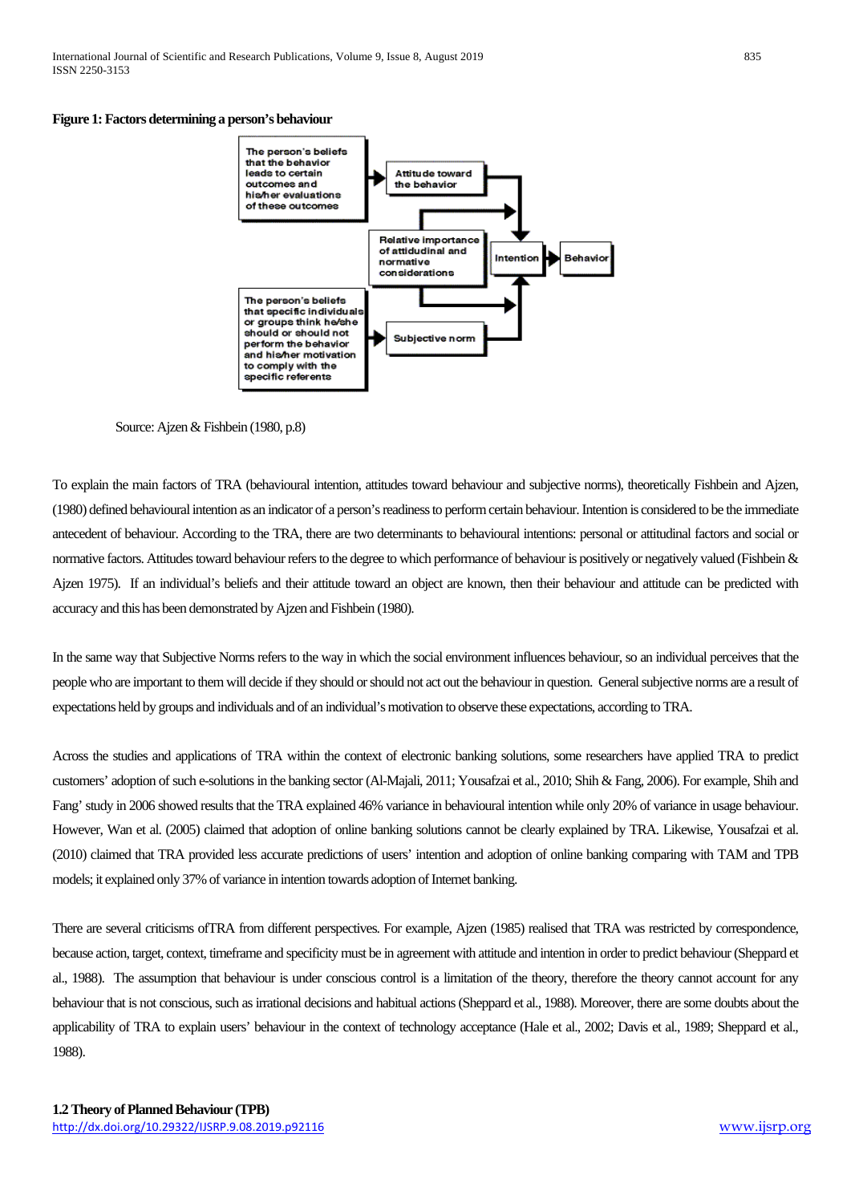**Figure 1: Factors determining a person's behaviour**

Source: Ajzen & Fishbein (1980, p.8)

To explain the main factors of TRA (behavioural intention, attitudes toward behaviour and subjective norms), theoretically Fishbein and Ajzen, (1980) defined behavioural intention as an indicator of a person's readiness to perform certain behaviour. Intention is considered to be the immediate antecedent of behaviour. According to the TRA, there are two determinants to behavioural intentions: personal or attitudinal factors and social or normative factors. Attitudes toward behaviour refers to the degree to which performance of behaviour is positively or negatively valued (Fishbein & Ajzen 1975). If an individual's beliefs and their attitude toward an object are known, then their behaviour and attitude can be predicted with accuracy and this has been demonstrated by Ajzen and Fishbein (1980).

In the same way that Subjective Norms refers to the way in which the social environment influences behaviour, so an individual perceives that the people who are important to them will decide if they should or should not act out the behaviour in question. General subjective norms are a result of expectations held by groups and individuals and of an individual's motivation to observe these expectations, according to TRA.

Across the studies and applications of TRA within the context of electronic banking solutions, some researchers have applied TRA to predict customers' adoption of such e-solutions in the banking sector (Al-Majali, 2011; Yousafzai et al., 2010; Shih & Fang, 2006). For example, Shih and Fang' study in 2006 showed results that the TRA explained 46% variance in behavioural intention while only 20% of variance in usage behaviour. However, Wan et al. (2005) claimed that adoption of online banking solutions cannot be clearly explained by TRA. Likewise, Yousafzai et al. (2010) claimed that TRA provided less accurate predictions of users' intention and adoption of online banking comparing with TAM and TPB models; it explained only 37% of variance in intention towards adoption of Internet banking.

There are several criticisms ofTRA from different perspectives. For example, Ajzen (1985) realised that TRA was restricted by correspondence, because action, target, context, timeframe and specificity must be in agreement with attitude and intention in order to predict behaviour (Sheppard et al., 1988). The assumption that behaviour is under conscious control is a limitation of the theory, therefore the theory cannot account for any behaviour that is not conscious, such as irrational decisions and habitual actions (Sheppard et al., 1988). Moreover, there are some doubts about the applicability of TRA to explain users' behaviour in the context of technology acceptance (Hale et al., 2002; Davis et al., 1989; Sheppard et al., 1988).

### 1.2 Theory of Planned Behaviour (TPB)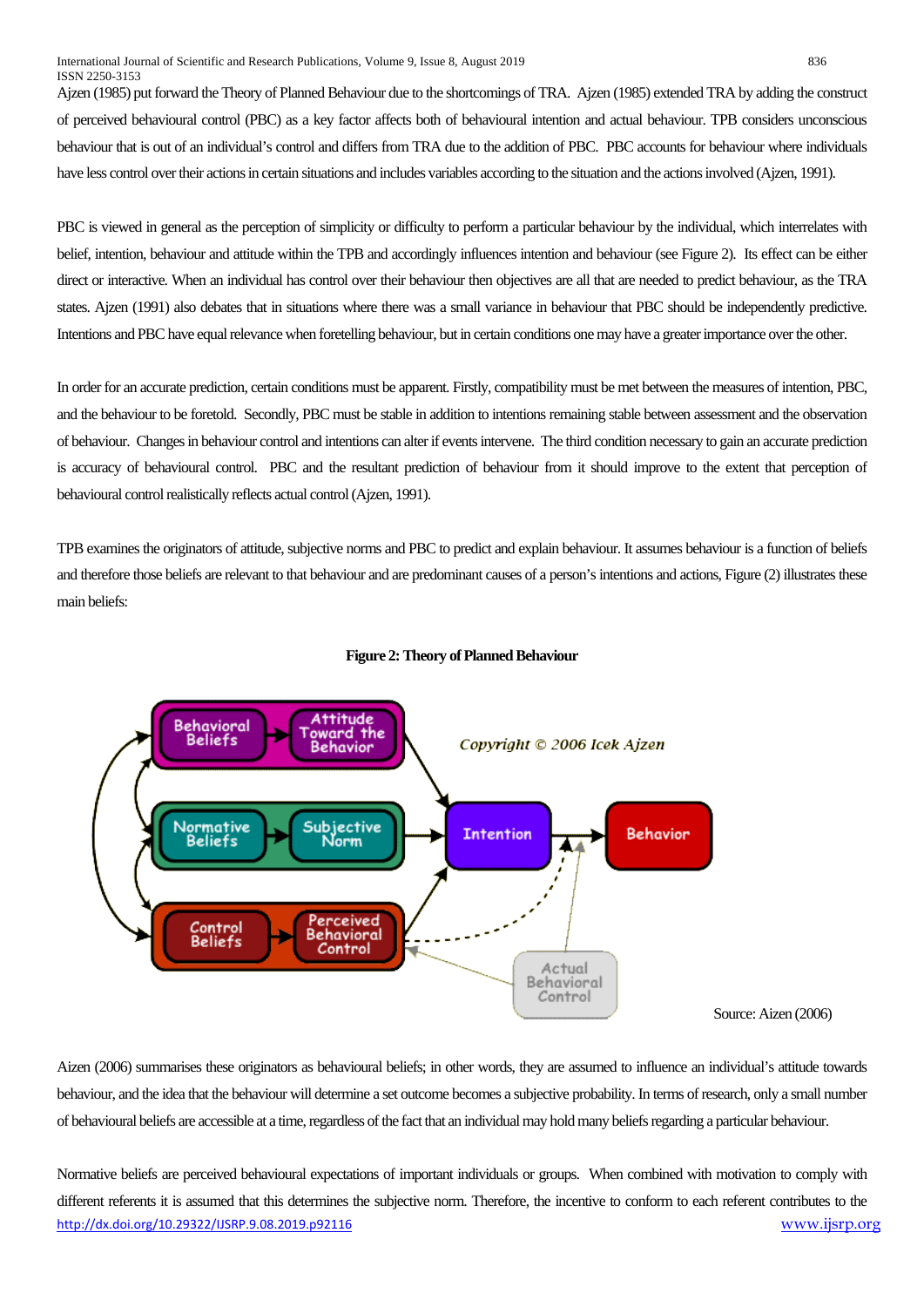Ajzen (1985) put forward the Theory of Planned Behaviour due to the shortcomings of TRA. Ajzen (1985) extended TRA by adding the construct of perceived behavioural control (PBC) as a key factor affects both of behavioural intention and actual behaviour. TPB considers unconscious behaviour that is out of an individual's control and differs from TRA due to the addition of PBC. PBC accounts for behaviour where individuals have less control over their actions in certain situations and includes variables according to the situation and the actions involved (Ajzen, 1991).

PBC is viewed in general as the perception of simplicity or difficulty to perform a particular behaviour by the individual, which interrelates with belief, intention, behaviour and attitude within the TPB and accordingly influences intention and behaviour (see Figure 2). Its effect can be either direct or interactive. When an individual has control over their behaviour then objectives are all that are needed to predict behaviour, as the TRA states. Ajzen (1991) also debates that in situations where there was a small variance in behaviour that PBC should be independently predictive. Intentions and PBC have equal relevance when foretelling behaviour, but in certain conditions one may have a greater importance over the other.

In order for an accurate prediction, certain conditions must be apparent. Firstly, compatibility must be met between the measures of intention, PBC, and the behaviour to be foretold. Secondly, PBC must be stable in addition to intentions remaining stable between assessment and the observation of behaviour. Changes in behaviour control and intentions can alter if events intervene. The third condition necessary to gain an accurate prediction is accuracy of behavioural control. PBC and the resultant prediction of behaviour from it should improve to the extent that perception of behavioural control realistically reflects actual control (Ajzen, 1991).

TPB examines the originators of attitude, subjective norms and PBC to predict and explain behaviour. It assumes behaviour is a function of beliefs and therefore those beliefs are relevant to that behaviour and are predominant causes of a person's intentions and actions, Figure (2) illustrates these main beliefs:

**Figure 2: Theory of Planned Behaviour**

Source: Aizen (2006)

Aizen (2006) summarises these originators as behavioural beliefs; in other words, they are assumed to influence an individual's attitude towards behaviour, and the idea that the behaviour will determine a set outcome becomes a subjective probability. In terms of research, only a small number of behavioural beliefs are accessible at a time, regardless of the fact that an individual may hold many beliefs regarding a particular behaviour.

Normative beliefs are perceived behavioural expectations of important individuals or groups. When combined with motivation to comply with different referents it is assumed that this determines the subjective norm. Therefore, the incentive to conform to each referent contributes to the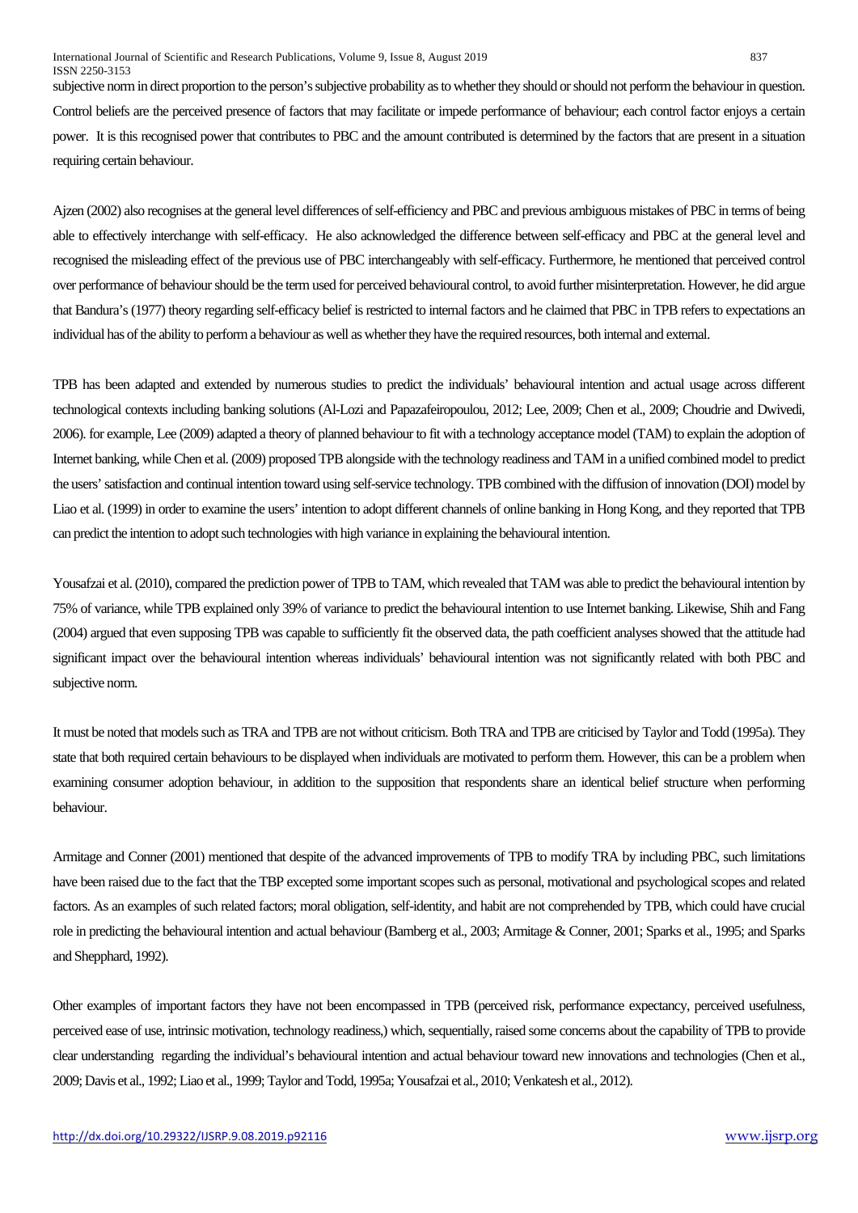subjective norm in direct proportion to the person's subjective probability as to whether they should or should not perform the behaviour in question. Control beliefs are the perceived presence of factors that may facilitate or impede performance of behaviour; each control factor enjoys a certain power. It is this recognised power that contributes to PBC and the amount contributed is determined by the factors that are present in a situation requiring certain behaviour.

Ajzen (2002) also recognises at the general level differences of self-efficiency and PBC and previous ambiguous mistakes of PBC in terms of being able to effectively interchange with self-efficacy. He also acknowledged the difference between self-efficacy and PBC at the general level and recognised the misleading effect of the previous use of PBC interchangeably with self-efficacy. Furthermore, he mentioned that perceived control over performance of behaviour should be the term used for perceived behavioural control, to avoid further misinterpretation. However, he did argue that Bandura's (1977) theory regarding self-efficacy belief is restricted to internal factors and he claimed that PBC in TPB refers to expectations an individual has of the ability to perform a behaviour as well as whether they have the required resources, both internal and external.

TPB has been adapted and extended by numerous studies to predict the individuals' behavioural intention and actual usage across different technological contexts including banking solutions (Al-Lozi and Papazafeiropoulou, 2012; Lee, 2009; Chen et al., 2009; Choudrie and Dwivedi, 2006). for example, Lee (2009) adapted a theory of planned behaviour to fit with a technology acceptance model (TAM) to explain the adoption of Internet banking, while Chen et al. (2009) proposed TPB alongside with the technology readiness and TAM in a unified combined model to predict the users' satisfaction and continual intention toward using self-service technology. TPB combined with the diffusion of innovation (DOI) model by Liao et al. (1999) in order to examine the users' intention to adopt different channels of online banking in Hong Kong, and they reported that TPB can predict the intention to adopt such technologies with high variance in explaining the behavioural intention.

Yousafzai et al. (2010), compared the prediction power of TPB to TAM, which revealed that TAM was able to predict the behavioural intention by 75% of variance, while TPB explained only 39% of variance to predict the behavioural intention to use Internet banking. Likewise, Shih and Fang (2004) argued that even supposing TPB was capable to sufficiently fit the observed data, the path coefficient analyses showed that the attitude had significant impact over the behavioural intention whereas individuals' behavioural intention was not significantly related with both PBC and subjective norm.

It must be noted that models such as TRA and TPB are not without criticism. Both TRA and TPB are criticised by Taylor and Todd (1995a). They state that both required certain behaviours to be displayed when individuals are motivated to perform them. However, this can be a problem when examining consumer adoption behaviour, in addition to the supposition that respondents share an identical belief structure when performing behaviour.

Armitage and Conner (2001) mentioned that despite of the advanced improvements of TPB to modify TRA by including PBC, such limitations have been raised due to the fact that the TBP excepted some important scopes such as personal, motivational and psychological scopes and related factors. As an examples of such related factors; moral obligation, self-identity, and habit are not comprehended by TPB, which could have crucial role in predicting the behavioural intention and actual behaviour (Bamberg et al., 2003; Armitage & Conner, 2001; Sparks et al., 1995; and Sparks and Shepphard, 1992).

Other examples of important factors they have not been encompassed in TPB (perceived risk, performance expectancy, perceived usefulness, perceived ease of use, intrinsic motivation, technology readiness,) which, sequentially, raised some concerns about the capability of TPB to provide clear understanding regarding the individual's behavioural intention and actual behaviour toward new innovations and technologies (Chen et al., 2009; Davis et al., 1992; Liao et al., 1999; Taylor and Todd, 1995a; Yousafzai et al., 2010; Venkatesh et al., 2012).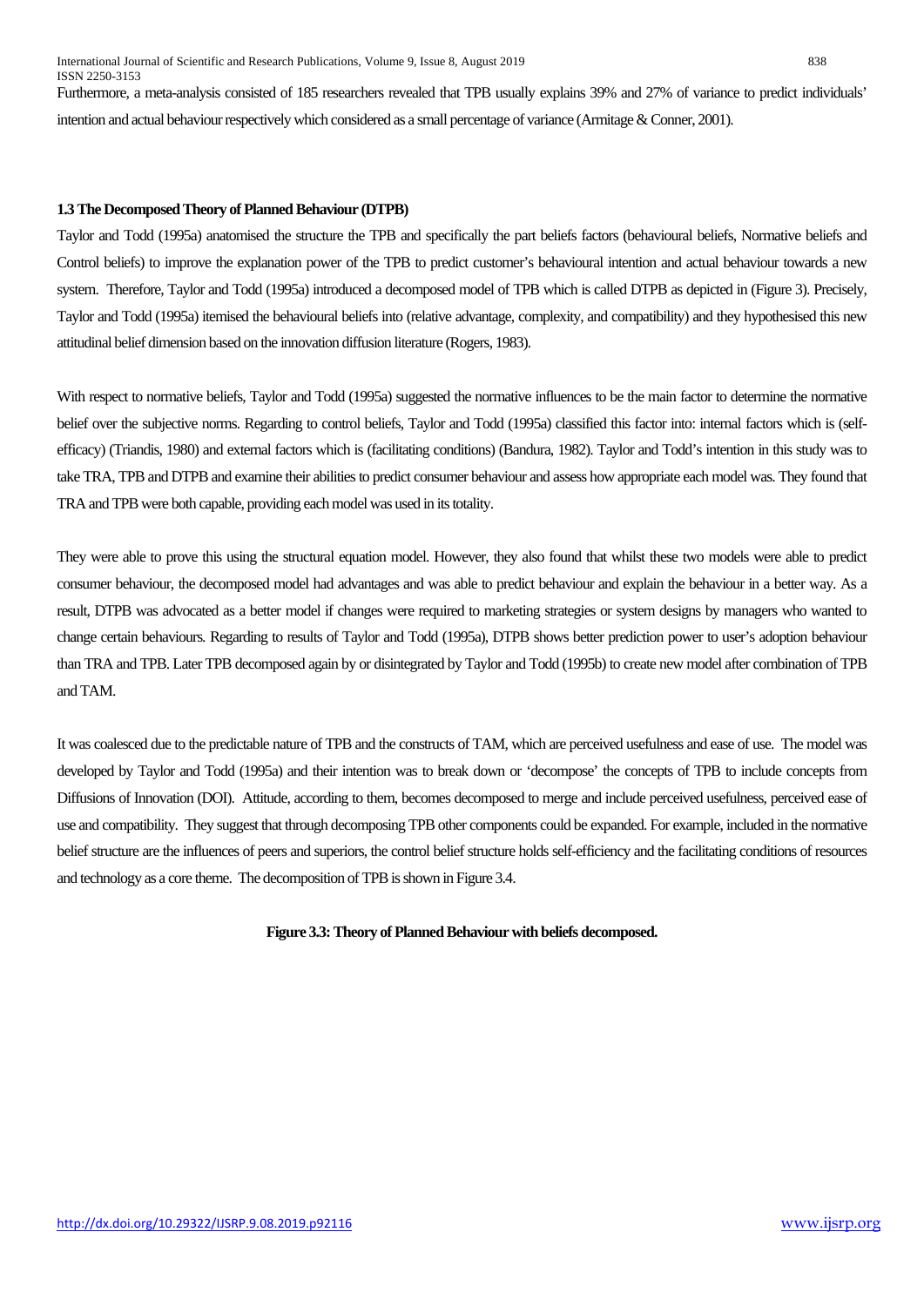Furthermore, a meta-analysis consisted of 185 researchers revealed that TPB usually explains 39% and 27% of variance to predict individuals' intention and actual behaviour respectively which considered as a small percentage of variance (Armitage & Conner, 2001).

### 1.3 The Decomposed Theory of Planned Behaviour (DTPB)

Taylor and Todd (1995a) anatomised the structure the TPB and specifically the part beliefs factors (behavioural beliefs, Normative beliefs and Control beliefs) to improve the explanation power of the TPB to predict customer's behavioural intention and actual behaviour towards a new system. Therefore, Taylor and Todd (1995a) introduced a decomposed model of TPB which is called DTPB as depicted in (Figure 3). Precisely, Taylor and Todd (1995a) itemised the behavioural beliefs into (relative advantage, complexity, and compatibility) and they hypothesised this new attitudinal belief dimension based on the innovation diffusion literature (Rogers, 1983).

With respect to normative beliefs, Taylor and Todd (1995a) suggested the normative influences to be the main factor to determine the normative belief over the subjective norms. Regarding to control beliefs, Taylor and Todd (1995a) classified this factor into: internal factors which is (self-efficacy) (Triandis, 1980) and external factors which is (facilitating conditions) (Bandura, 1982). Taylor and Todd's intention in this study was to take TRA, TPB and DTPB and examine their abilities to predict consumer behaviour and assess how appropriate each model was. They found that TRA and TPB were both capable, providing each model was used in its totality.

They were able to prove this using the structural equation model. However, they also found that whilst these two models were able to predict consumer behaviour, the decomposed model had advantages and was able to predict behaviour and explain the behaviour in a better way. As a result, DTPB was advocated as a better model if changes were required to marketing strategies or system designs by managers who wanted to change certain behaviours. Regarding to results of Taylor and Todd (1995a), DTPB shows better prediction power to user's adoption behaviour than TRA and TPB. Later TPB decomposed again by or disintegrated by Taylor and Todd (1995b) to create new model after combination of TPB and TAM.

It was coalesced due to the predictable nature of TPB and the constructs of TAM, which are perceived usefulness and ease of use. The model was developed by Taylor and Todd (1995a) and their intention was to break down or 'decompose' the concepts of TPB to include concepts from Diffusions of Innovation (DOI). Attitude, according to them, becomes decomposed to merge and include perceived usefulness, perceived ease of use and compatibility. They suggest that through decomposing TPB other components could be expanded. For example, included in the normative belief structure are the influences of peers and superiors, the control belief structure holds self-efficiency and the facilitating conditions of resources and technology as a core theme. The decomposition of TPB is shown in Figure 3.4.

**Figure 3.3: Theory of Planned Behaviour with beliefs decomposed.**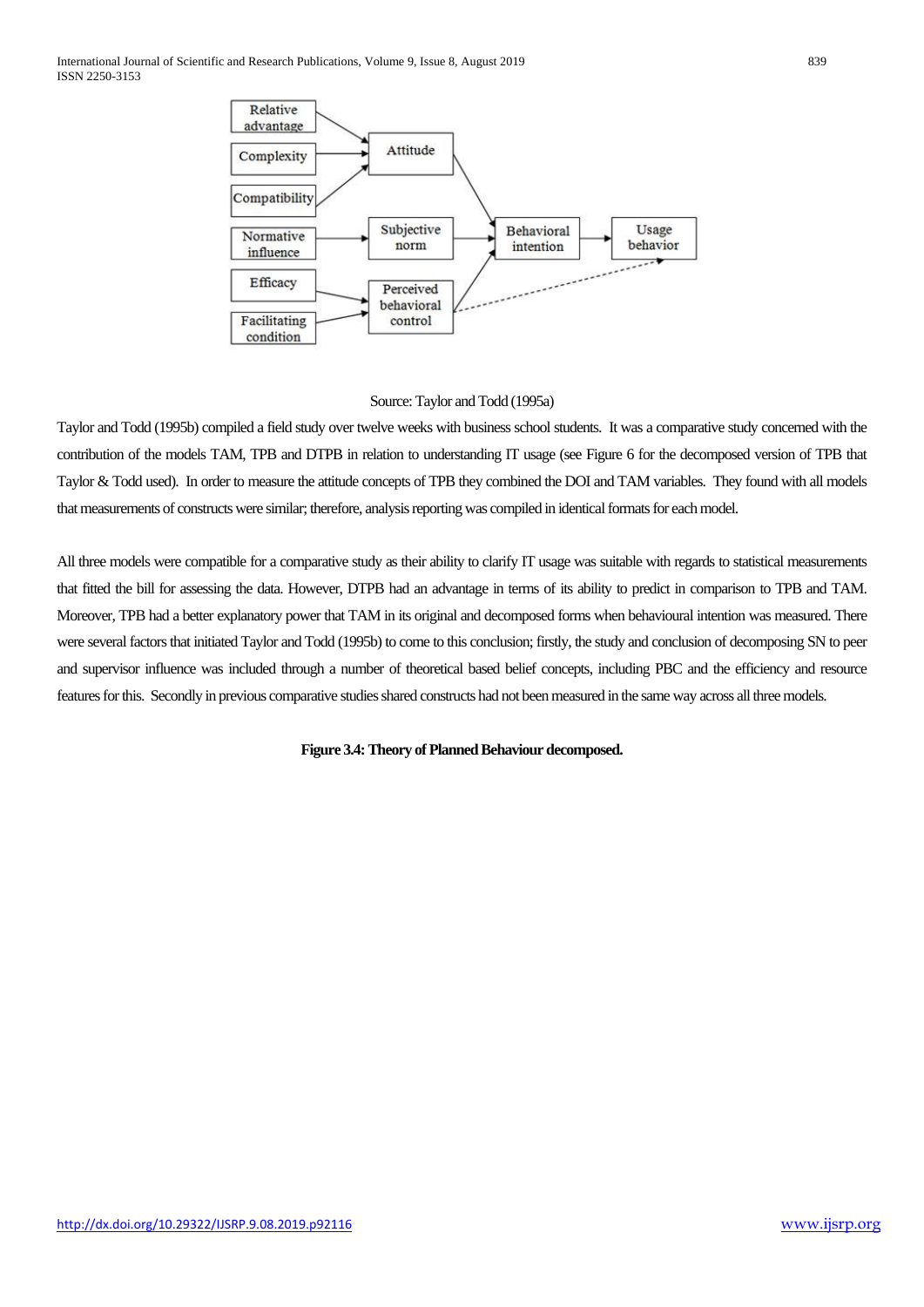Source: Taylor and Todd (1995a)

Taylor and Todd (1995b) compiled a field study over twelve weeks with business school students. It was a comparative study concerned with the contribution of the models TAM, TPB and DTPB in relation to understanding IT usage (see Figure 6 for the decomposed version of TPB that Taylor & Todd used). In order to measure the attitude concepts of TPB they combined the DOI and TAM variables. They found with all models that measurements of constructs were similar; therefore, analysis reporting was compiled in identical formats for each model.

All three models were compatible for a comparative study as their ability to clarify IT usage was suitable with regards to statistical measurements that fitted the bill for assessing the data. However, DTPB had an advantage in terms of its ability to predict in comparison to TPB and TAM. Moreover, TPB had a better explanatory power that TAM in its original and decomposed forms when behavioural intention was measured. There were several factors that initiated Taylor and Todd (1995b) to come to this conclusion; firstly, the study and conclusion of decomposing SN to peer and supervisor influence was included through a number of theoretical based belief concepts, including PBC and the efficiency and resource features for this. Secondly in previous comparative studies shared constructs had not been measured in the same way across all three models.

**Figure 3.4: Theory of Planned Behaviour decomposed.**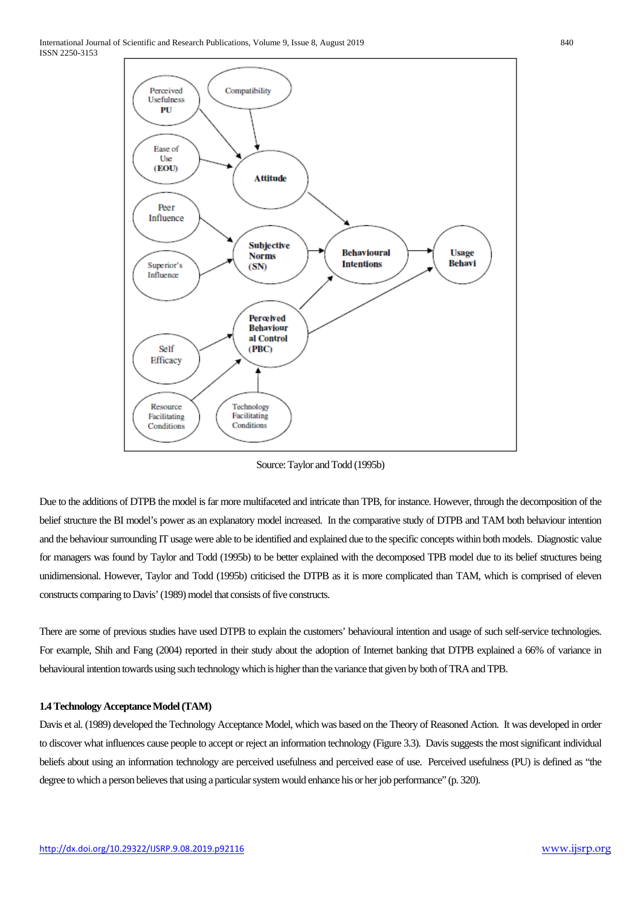Source: Taylor and Todd (1995b)

Due to the additions of DTPB the model is far more multifaceted and intricate than TPB, for instance. However, through the decomposition of the belief structure the BI model's power as an explanatory model increased. In the comparative study of DTPB and TAM both behaviour intention and the behaviour surrounding IT usage were able to be identified and explained due to the specific concepts within both models. Diagnostic value for managers was found by Taylor and Todd (1995b) to be better explained with the decomposed TPB model due to its belief structures being unidimensional. However, Taylor and Todd (1995b) criticised the DTPB as it is more complicated than TAM, which is comprised of eleven constructs comparing to Davis' (1989) model that consists of five constructs.

There are some of previous studies have used DTPB to explain the customers' behavioural intention and usage of such self-service technologies. For example, Shih and Fang (2004) reported in their study about the adoption of Internet banking that DTPB explained a 66% of variance in behavioural intention towards using such technology which is higher than the variance that given by both of TRA and TPB.

#### 1.4 Technology Acceptance Model (TAM)

Davis et al. (1989) developed the Technology Acceptance Model, which was based on the Theory of Reasoned Action. It was developed in order to discover what influences cause people to accept or reject an information technology (Figure 3.3). Davis suggests the most significant individual beliefs about using an information technology are perceived usefulness and perceived ease of use. Perceived usefulness (PU) is defined as "the degree to which a person believes that using a particular system would enhance his or her job performance" (p. 320).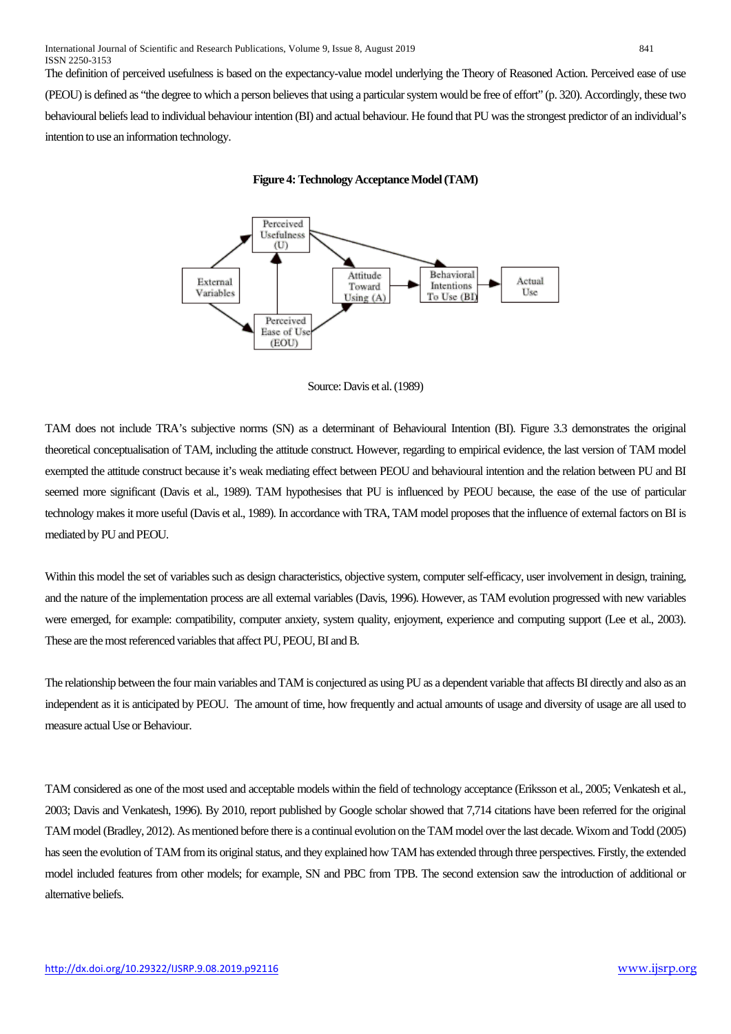The definition of perceived usefulness is based on the expectancy-value model underlying the Theory of Reasoned Action. Perceived ease of use (PEOU) is defined as "the degree to which a person believes that using a particular system would be free of effort" (p. 320). Accordingly, these two behavioural beliefs lead to individual behaviour intention (BI) and actual behaviour. He found that PU was the strongest predictor of an individual's intention to use an information technology.

**Figure 4: Technology Acceptance Model (TAM)**

Source: Davis et al. (1989)

TAM does not include TRA's subjective norms (SN) as a determinant of Behavioural Intention (BI). Figure 3.3 demonstrates the original theoretical conceptualisation of TAM, including the attitude construct. However, regarding to empirical evidence, the last version of TAM model exempted the attitude construct because it's weak mediating effect between PEOU and behavioural intention and the relation between PU and BI seemed more significant (Davis et al., 1989). TAM hypothesises that PU is influenced by PEOU because, the ease of the use of particular technology makes it more useful (Davis et al., 1989). In accordance with TRA, TAM model proposes that the influence of external factors on BI is mediated by PU and PEOU.

Within this model the set of variables such as design characteristics, objective system, computer self-efficacy, user involvement in design, training, and the nature of the implementation process are all external variables (Davis, 1996). However, as TAM evolution progressed with new variables were emerged, for example: compatibility, computer anxiety, system quality, enjoyment, experience and computing support (Lee et al., 2003). These are the most referenced variables that affect PU, PEOU, BI and B.

The relationship between the four main variables and TAM is conjectured as using PU as a dependent variable that affects BI directly and also as an independent as it is anticipated by PEOU. The amount of time, how frequently and actual amounts of usage and diversity of usage are all used to measure actual Use or Behaviour.

TAM considered as one of the most used and acceptable models within the field of technology acceptance (Eriksson et al., 2005; Venkatesh et al., 2003; Davis and Venkatesh, 1996). By 2010, report published by Google scholar showed that 7,714 citations have been referred for the original TAM model (Bradley, 2012). As mentioned before there is a continual evolution on the TAM model over the last decade. Wixom and Todd (2005) has seen the evolution of TAM from its original status, and they explained how TAM has extended through three perspectives. Firstly, the extended model included features from other models; for example, SN and PBC from TPB. The second extension saw the introduction of additional or alternative beliefs.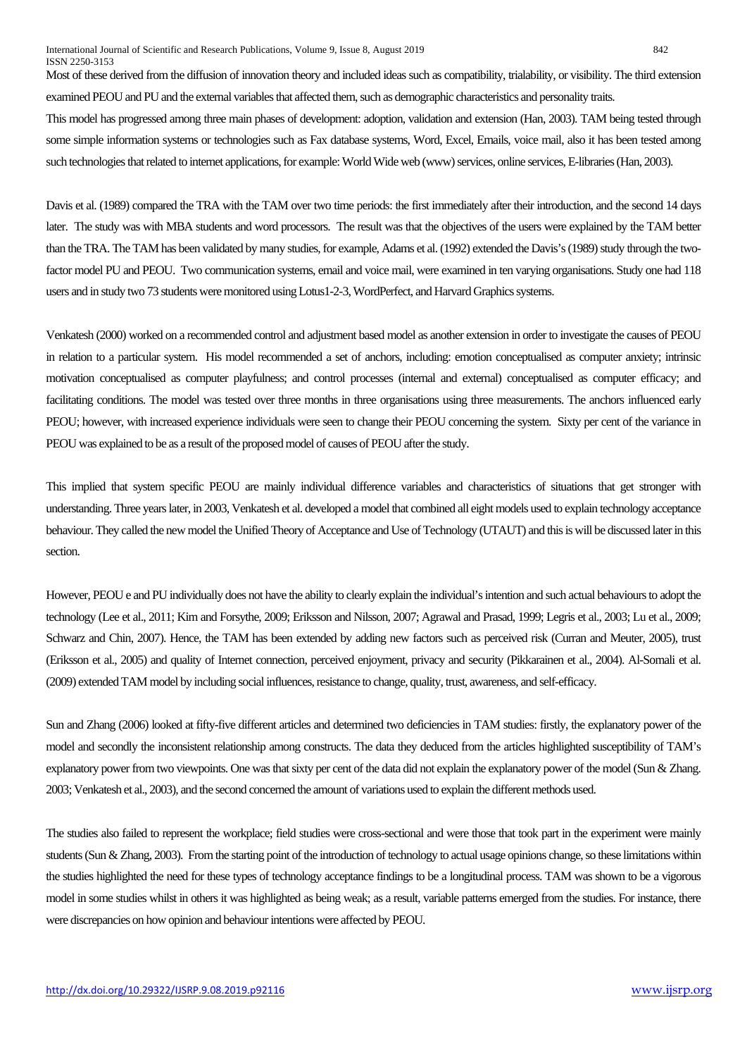Most of these derived from the diffusion of innovation theory and included ideas such as compatibility, trialability, or visibility. The third extension examined PEOU and PU and the external variables that affected them, such as demographic characteristics and personality traits.

This model has progressed among three main phases of development: adoption, validation and extension (Han, 2003). TAM being tested through some simple information systems or technologies such as Fax database systems, Word, Excel, Emails, voice mail, also it has been tested among such technologies that related to internet applications, for example: World Wide web (www) services, online services, E-libraries (Han, 2003).

Davis et al. (1989) compared the TRA with the TAM over two time periods: the first immediately after their introduction, and the second 14 days later. The study was with MBA students and word processors. The result was that the objectives of the users were explained by the TAM better than the TRA. The TAM has been validated by many studies, for example, Adams et al. (1992) extended the Davis's (1989) study through the two-factor model PU and PEOU. Two communication systems, email and voice mail, were examined in ten varying organisations. Study one had 118 users and in study two 73 students were monitored using Lotus1-2-3, WordPerfect, and Harvard Graphics systems.

Venkatesh (2000) worked on a recommended control and adjustment based model as another extension in order to investigate the causes of PEOU in relation to a particular system. His model recommended a set of anchors, including: emotion conceptualised as computer anxiety; intrinsic motivation conceptualised as computer playfulness; and control processes (internal and external) conceptualised as computer efficacy; and facilitating conditions. The model was tested over three months in three organisations using three measurements. The anchors influenced early PEOU; however, with increased experience individuals were seen to change their PEOU concerning the system. Sixty per cent of the variance in PEOU was explained to be as a result of the proposed model of causes of PEOU after the study.

This implied that system specific PEOU are mainly individual difference variables and characteristics of situations that get stronger with understanding. Three years later, in 2003, Venkatesh et al. developed a model that combined all eight models used to explain technology acceptance behaviour. They called the new model the Unified Theory of Acceptance and Use of Technology (UTAUT) and this is will be discussed later in this section.

However, PEOU e and PU individually does not have the ability to clearly explain the individual's intention and such actual behaviours to adopt the technology (Lee et al., 2011; Kim and Forsythe, 2009; Eriksson and Nilsson, 2007; Agrawal and Prasad, 1999; Legris et al., 2003; Lu et al., 2009; Schwarz and Chin, 2007). Hence, the TAM has been extended by adding new factors such as perceived risk (Curran and Meuter, 2005), trust (Eriksson et al., 2005) and quality of Internet connection, perceived enjoyment, privacy and security (Pikkarainen et al., 2004). Al-Somali et al. (2009) extended TAM model by including social influences, resistance to change, quality, trust, awareness, and self-efficacy.

Sun and Zhang (2006) looked at fifty-five different articles and determined two deficiencies in TAM studies: firstly, the explanatory power of the model and secondly the inconsistent relationship among constructs. The data they deduced from the articles highlighted susceptibility of TAM's explanatory power from two viewpoints. One was that sixty per cent of the data did not explain the explanatory power of the model (Sun & Zhang. 2003; Venkatesh et al., 2003), and the second concerned the amount of variations used to explain the different methods used.

The studies also failed to represent the workplace; field studies were cross-sectional and were those that took part in the experiment were mainly students (Sun & Zhang, 2003). From the starting point of the introduction of technology to actual usage opinions change, so these limitations within the studies highlighted the need for these types of technology acceptance findings to be a longitudinal process. TAM was shown to be a vigorous model in some studies whilst in others it was highlighted as being weak; as a result, variable patterns emerged from the studies. For instance, there were discrepancies on how opinion and behaviour intentions were affected by PEOU.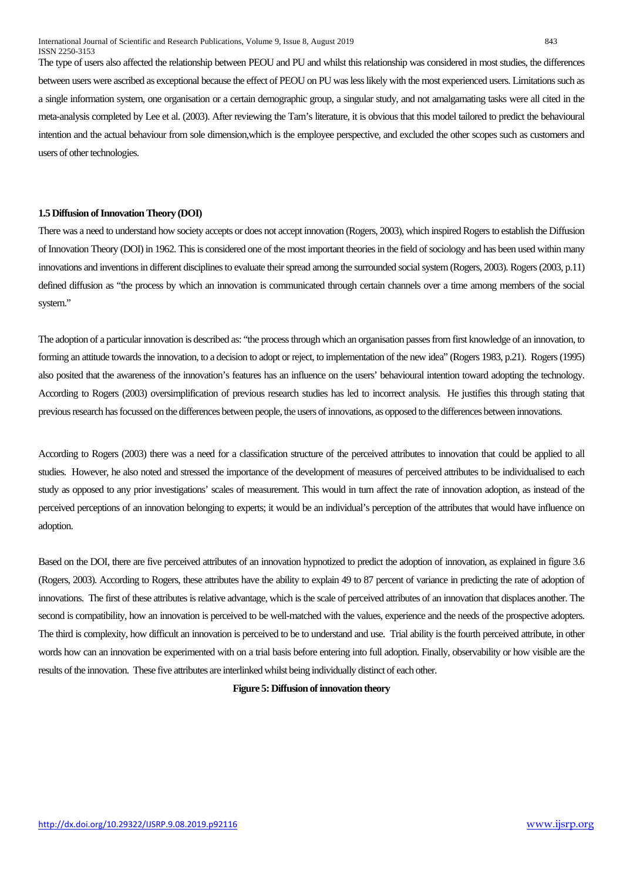The type of users also affected the relationship between PEOU and PU and whilst this relationship was considered in most studies, the differences between users were ascribed as exceptional because the effect of PEOU on PU was less likely with the most experienced users. Limitations such as a single information system, one organisation or a certain demographic group, a singular study, and not amalgamating tasks were all cited in the meta-analysis completed by Lee et al. (2003). After reviewing the Tam's literature, it is obvious that this model tailored to predict the behavioural intention and the actual behaviour from sole dimension,which is the employee perspective, and excluded the other scopes such as customers and users of other technologies.

### 1.5 Diffusion of Innovation Theory (DOI)

There was a need to understand how society accepts or does not accept innovation (Rogers, 2003), which inspired Rogers to establish the Diffusion of Innovation Theory (DOI) in 1962. This is considered one of the most important theories in the field of sociology and has been used within many innovations and inventions in different disciplines to evaluate their spread among the surrounded social system (Rogers, 2003). Rogers (2003, p.11) defined diffusion as "the process by which an innovation is communicated through certain channels over a time among members of the social system."

The adoption of a particular innovation is described as: "the process through which an organisation passes from first knowledge of an innovation, to forming an attitude towards the innovation, to a decision to adopt or reject, to implementation of the new idea" (Rogers 1983, p.21). Rogers (1995) also posited that the awareness of the innovation's features has an influence on the users' behavioural intention toward adopting the technology. According to Rogers (2003) oversimplification of previous research studies has led to incorrect analysis. He justifies this through stating that previous research has focussed on the differences between people, the users of innovations, as opposed to the differences between innovations.

According to Rogers (2003) there was a need for a classification structure of the perceived attributes to innovation that could be applied to all studies. However, he also noted and stressed the importance of the development of measures of perceived attributes to be individualised to each study as opposed to any prior investigations' scales of measurement. This would in turn affect the rate of innovation adoption, as instead of the perceived perceptions of an innovation belonging to experts; it would be an individual's perception of the attributes that would have influence on adoption.

Based on the DOI, there are five perceived attributes of an innovation hypnotized to predict the adoption of innovation, as explained in figure 3.6 (Rogers, 2003). According to Rogers, these attributes have the ability to explain 49 to 87 percent of variance in predicting the rate of adoption of innovations. The first of these attributes is relative advantage, which is the scale of perceived attributes of an innovation that displaces another. The second is compatibility, how an innovation is perceived to be well-matched with the values, experience and the needs of the prospective adopters. The third is complexity, how difficult an innovation is perceived to be to understand and use. Trial ability is the fourth perceived attribute, in other words how can an innovation be experimented with on a trial basis before entering into full adoption. Finally, observability or how visible are the results of the innovation. These five attributes are interlinked whilst being individually distinct of each other.

**Figure 5: Diffusion of innovation theory**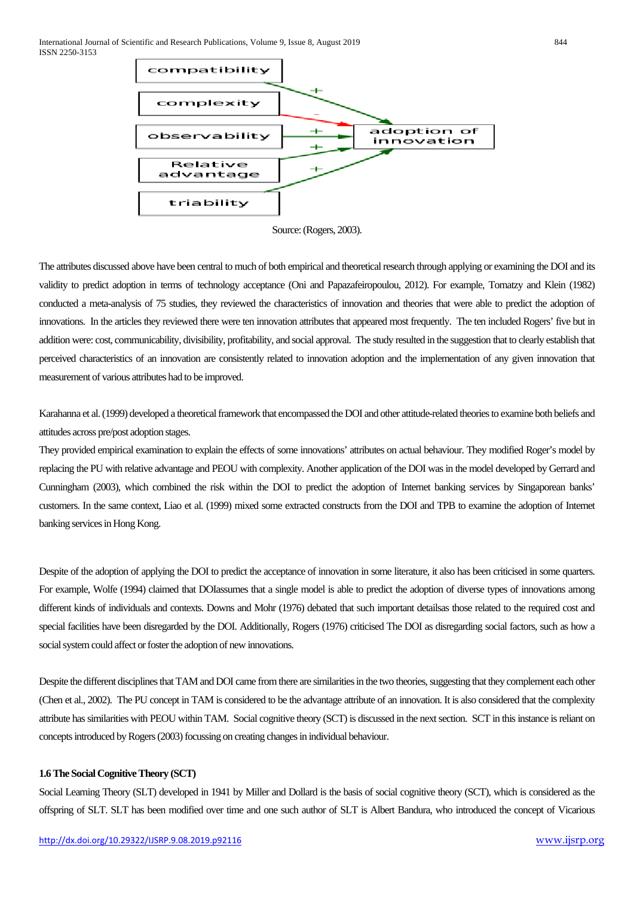Source: (Rogers, 2003).

The attributes discussed above have been central to much of both empirical and theoretical research through applying or examining the DOI and its validity to predict adoption in terms of technology acceptance (Oni and Papazafeiropoulou, 2012). For example, Tornatzy and Klein (1982) conducted a meta-analysis of 75 studies, they reviewed the characteristics of innovation and theories that were able to predict the adoption of innovations. In the articles they reviewed there were ten innovation attributes that appeared most frequently. The ten included Rogers' five but in addition were: cost, communicability, divisibility, profitability, and social approval. The study resulted in the suggestion that to clearly establish that perceived characteristics of an innovation are consistently related to innovation adoption and the implementation of any given innovation that measurement of various attributes had to be improved.

Karahanna et al. (1999) developed a theoretical framework that encompassed the DOI and other attitude-related theories to examine both beliefs and attitudes across pre/post adoption stages.

They provided empirical examination to explain the effects of some innovations' attributes on actual behaviour. They modified Roger's model by replacing the PU with relative advantage and PEOU with complexity. Another application of the DOI was in the model developed by Gerrard and Cunningham (2003), which combined the risk within the DOI to predict the adoption of Internet banking services by Singaporean banks' customers. In the same context, Liao et al. (1999) mixed some extracted constructs from the DOI and TPB to examine the adoption of Internet banking services in Hong Kong.

Despite of the adoption of applying the DOI to predict the acceptance of innovation in some literature, it also has been criticised in some quarters. For example, Wolfe (1994) claimed that DOIassumes that a single model is able to predict the adoption of diverse types of innovations among different kinds of individuals and contexts. Downs and Mohr (1976) debated that such important detailsas those related to the required cost and special facilities have been disregarded by the DOI. Additionally, Rogers (1976) criticised The DOI as disregarding social factors, such as how a social system could affect or foster the adoption of new innovations.

Despite the different disciplines that TAM and DOI came from there are similarities in the two theories, suggesting that they complement each other (Chen et al., 2002). The PU concept in TAM is considered to be the advantage attribute of an innovation. It is also considered that the complexity attribute has similarities with PEOU within TAM. Social cognitive theory (SCT) is discussed in the next section. SCT in this instance is reliant on concepts introduced by Rogers (2003) focussing on creating changes in individual behaviour.

### 1.6 The Social Cognitive Theory (SCT)

Social Learning Theory (SLT) developed in 1941 by Miller and Dollard is the basis of social cognitive theory (SCT), which is considered as the offspring of SLT. SLT has been modified over time and one such author of SLT is Albert Bandura, who introduced the concept of Vicarious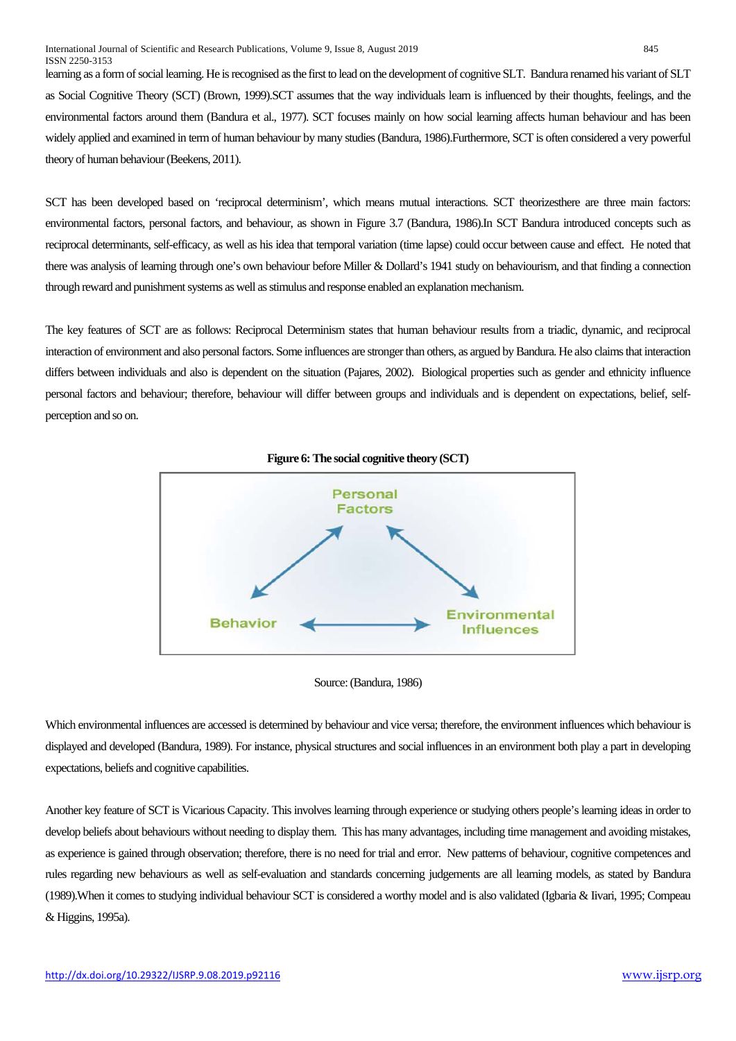learning as a form of social learning. He is recognised as the first to lead on the development of cognitive SLT. Bandura renamed his variant of SLT as Social Cognitive Theory (SCT) (Brown, 1999).SCT assumes that the way individuals learn is influenced by their thoughts, feelings, and the environmental factors around them (Bandura et al., 1977). SCT focuses mainly on how social learning affects human behaviour and has been widely applied and examined in term of human behaviour by many studies (Bandura, 1986).Furthermore, SCT is often considered a very powerful theory of human behaviour (Beekens, 2011).

SCT has been developed based on 'reciprocal determinism', which means mutual interactions. SCT theorizesthere are three main factors: environmental factors, personal factors, and behaviour, as shown in Figure 3.7 (Bandura, 1986).In SCT Bandura introduced concepts such as reciprocal determinants, self-efficacy, as well as his idea that temporal variation (time lapse) could occur between cause and effect. He noted that there was analysis of learning through one's own behaviour before Miller & Dollard's 1941 study on behaviourism, and that finding a connection through reward and punishment systems as well as stimulus and response enabled an explanation mechanism.

The key features of SCT are as follows: Reciprocal Determinism states that human behaviour results from a triadic, dynamic, and reciprocal interaction of environment and also personal factors. Some influences are stronger than others, as argued by Bandura. He also claims that interaction differs between individuals and also is dependent on the situation (Pajares, 2002). Biological properties such as gender and ethnicity influence personal factors and behaviour; therefore, behaviour will differ between groups and individuals and is dependent on expectations, belief, self-perception and so on.

**Figure 6: The social cognitive theory (SCT)**

Personal Factors

Behavior

Environmental Influences

Source: (Bandura, 1986)

Which environmental influences are accessed is determined by behaviour and vice versa; therefore, the environment influences which behaviour is displayed and developed (Bandura, 1989). For instance, physical structures and social influences in an environment both play a part in developing expectations, beliefs and cognitive capabilities.

Another key feature of SCT is Vicarious Capacity. This involves learning through experience or studying others people's learning ideas in order to develop beliefs about behaviours without needing to display them. This has many advantages, including time management and avoiding mistakes, as experience is gained through observation; therefore, there is no need for trial and error. New patterns of behaviour, cognitive competences and rules regarding new behaviours as well as self-evaluation and standards concerning judgements are all learning models, as stated by Bandura (1989).When it comes to studying individual behaviour SCT is considered a worthy model and is also validated (Igbaria & Iivari, 1995; Compeau & Higgins, 1995a).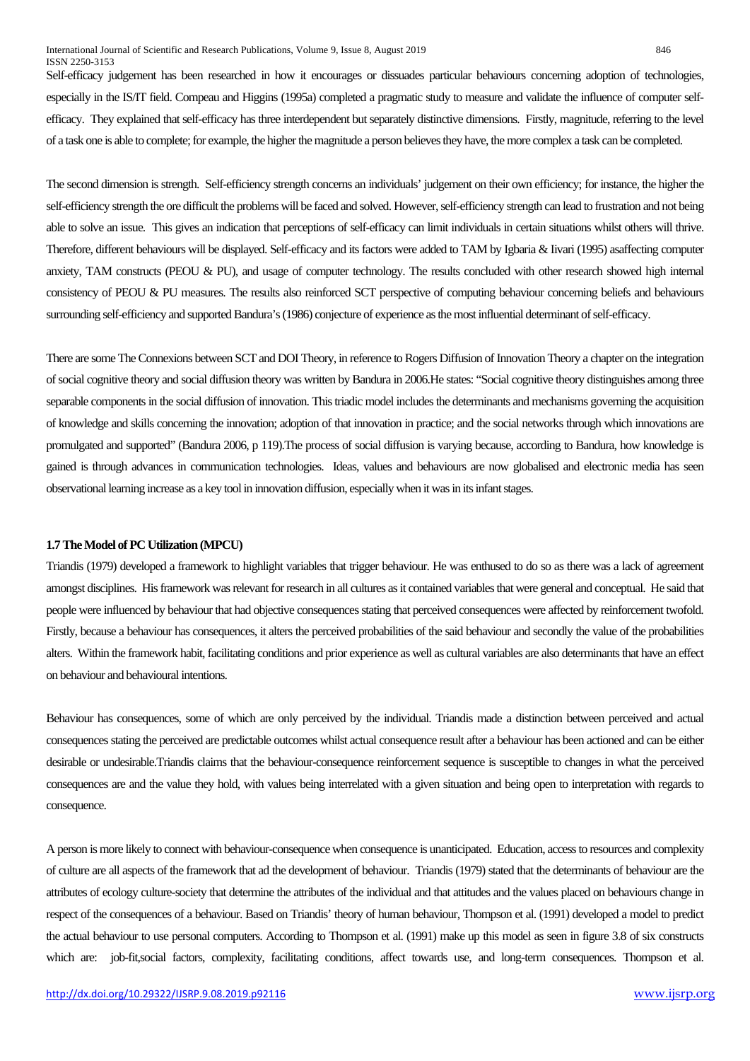Self-efficacy judgement has been researched in how it encourages or dissuades particular behaviours concerning adoption of technologies, especially in the IS/IT field. Compeau and Higgins (1995a) completed a pragmatic study to measure and validate the influence of computer self-efficacy. They explained that self-efficacy has three interdependent but separately distinctive dimensions. Firstly, magnitude, referring to the level of a task one is able to complete; for example, the higher the magnitude a person believes they have, the more complex a task can be completed.

The second dimension is strength. Self-efficiency strength concerns an individuals' judgement on their own efficiency; for instance, the higher the self-efficiency strength the ore difficult the problems will be faced and solved. However, self-efficiency strength can lead to frustration and not being able to solve an issue. This gives an indication that perceptions of self-efficacy can limit individuals in certain situations whilst others will thrive. Therefore, different behaviours will be displayed. Self-efficacy and its factors were added to TAM by Igbaria & Iivari (1995) asaffecting computer anxiety, TAM constructs (PEOU & PU), and usage of computer technology. The results concluded with other research showed high internal consistency of PEOU & PU measures. The results also reinforced SCT perspective of computing behaviour concerning beliefs and behaviours surrounding self-efficiency and supported Bandura's (1986) conjecture of experience as the most influential determinant of self-efficacy.

There are some The Connexions between SCT and DOI Theory, in reference to Rogers Diffusion of Innovation Theory a chapter on the integration of social cognitive theory and social diffusion theory was written by Bandura in 2006.He states: "Social cognitive theory distinguishes among three separable components in the social diffusion of innovation. This triadic model includes the determinants and mechanisms governing the acquisition of knowledge and skills concerning the innovation; adoption of that innovation in practice; and the social networks through which innovations are promulgated and supported" (Bandura 2006, p 119).The process of social diffusion is varying because, according to Bandura, how knowledge is gained is through advances in communication technologies. Ideas, values and behaviours are now globalised and electronic media has seen observational learning increase as a key tool in innovation diffusion, especially when it was in its infant stages.

### 1.7 The Model of PC Utilization (MPCU)

Triandis (1979) developed a framework to highlight variables that trigger behaviour. He was enthused to do so as there was a lack of agreement amongst disciplines. His framework was relevant for research in all cultures as it contained variables that were general and conceptual. He said that people were influenced by behaviour that had objective consequences stating that perceived consequences were affected by reinforcement twofold. Firstly, because a behaviour has consequences, it alters the perceived probabilities of the said behaviour and secondly the value of the probabilities alters. Within the framework habit, facilitating conditions and prior experience as well as cultural variables are also determinants that have an effect on behaviour and behavioural intentions.

Behaviour has consequences, some of which are only perceived by the individual. Triandis made a distinction between perceived and actual consequences stating the perceived are predictable outcomes whilst actual consequence result after a behaviour has been actioned and can be either desirable or undesirable.Triandis claims that the behaviour-consequence reinforcement sequence is susceptible to changes in what the perceived consequences are and the value they hold, with values being interrelated with a given situation and being open to interpretation with regards to consequence.

A person is more likely to connect with behaviour-consequence when consequence is unanticipated. Education, access to resources and complexity of culture are all aspects of the framework that ad the development of behaviour. Triandis (1979) stated that the determinants of behaviour are the attributes of ecology culture-society that determine the attributes of the individual and that attitudes and the values placed on behaviours change in respect of the consequences of a behaviour. Based on Triandis' theory of human behaviour, Thompson et al. (1991) developed a model to predict the actual behaviour to use personal computers. According to Thompson et al. (1991) make up this model as seen in figure 3.8 of six constructs which are: job-fit,social factors, complexity, facilitating conditions, affect towards use, and long-term consequences. Thompson et al.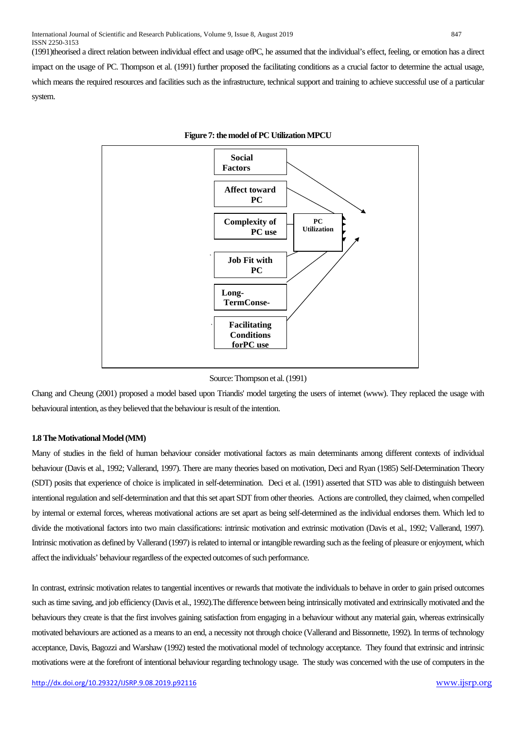(1991)theorised a direct relation between individual effect and usage ofPC, he assumed that the individual's effect, feeling, or emotion has a direct impact on the usage of PC. Thompson et al. (1991) further proposed the facilitating conditions as a crucial factor to determine the actual usage, which means the required resources and facilities such as the infrastructure, technical support and training to achieve successful use of a particular system.

**Figure 7: the model of PC Utilization MPCU**

Social Factors

Affect toward PC

Complexity of PC use

PC Utilization

Job Fit with PC

Long-TermConse-

Facilitating Conditions forPC use

Source: Thompson et al. (1991)

Chang and Cheung (2001) proposed a model based upon Triandis' model targeting the users of internet (www). They replaced the usage with behavioural intention, as they believed that the behaviour is result of the intention.

### 1.8 The Motivational Model (MM)

Many of studies in the field of human behaviour consider motivational factors as main determinants among different contexts of individual behaviour (Davis et al., 1992; Vallerand, 1997). There are many theories based on motivation, Deci and Ryan (1985) Self-Determination Theory (SDT) posits that experience of choice is implicated in self-determination. Deci et al. (1991) asserted that STD was able to distinguish between intentional regulation and self-determination and that this set apart SDT from other theories. Actions are controlled, they claimed, when compelled by internal or external forces, whereas motivational actions are set apart as being self-determined as the individual endorses them. Which led to divide the motivational factors into two main classifications: intrinsic motivation and extrinsic motivation (Davis et al., 1992; Vallerand, 1997). Intrinsic motivation as defined by Vallerand (1997) is related to internal or intangible rewarding such as the feeling of pleasure or enjoyment, which affect the individuals' behaviour regardless of the expected outcomes of such performance.

In contrast, extrinsic motivation relates to tangential incentives or rewards that motivate the individuals to behave in order to gain prised outcomes such as time saving, and job efficiency (Davis et al., 1992).The difference between being intrinsically motivated and extrinsically motivated and the behaviours they create is that the first involves gaining satisfaction from engaging in a behaviour without any material gain, whereas extrinsically motivated behaviours are actioned as a means to an end, a necessity not through choice (Vallerand and Bissonnette, 1992). In terms of technology acceptance, Davis, Bagozzi and Warshaw (1992) tested the motivational model of technology acceptance. They found that extrinsic and intrinsic motivations were at the forefront of intentional behaviour regarding technology usage. The study was concerned with the use of computers in the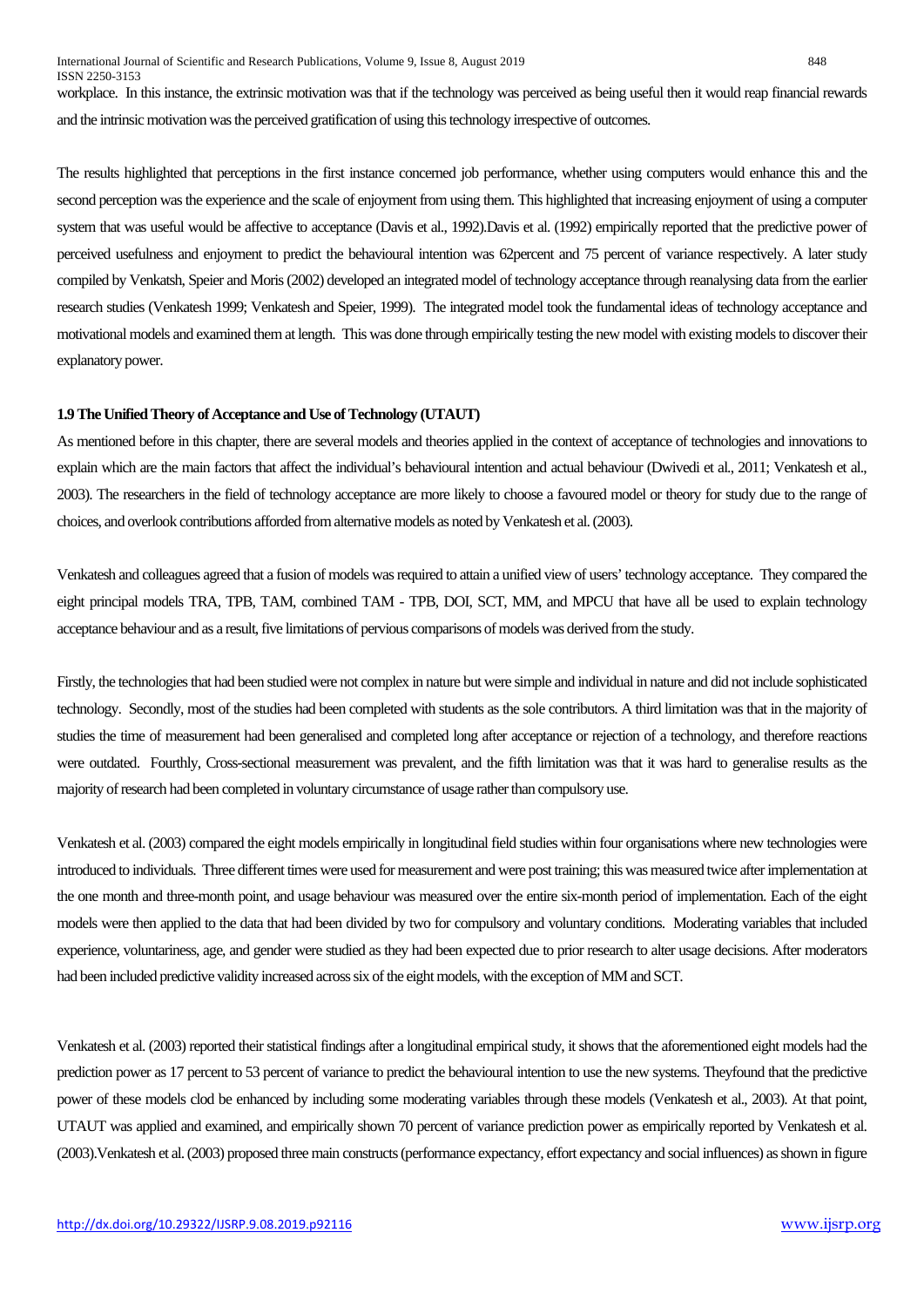workplace. In this instance, the extrinsic motivation was that if the technology was perceived as being useful then it would reap financial rewards and the intrinsic motivation was the perceived gratification of using this technology irrespective of outcomes.

The results highlighted that perceptions in the first instance concerned job performance, whether using computers would enhance this and the second perception was the experience and the scale of enjoyment from using them. This highlighted that increasing enjoyment of using a computer system that was useful would be affective to acceptance (Davis et al., 1992).Davis et al. (1992) empirically reported that the predictive power of perceived usefulness and enjoyment to predict the behavioural intention was 62percent and 75 percent of variance respectively. A later study compiled by Venkatsh, Speier and Moris (2002) developed an integrated model of technology acceptance through reanalysing data from the earlier research studies (Venkatesh 1999; Venkatesh and Speier, 1999). The integrated model took the fundamental ideas of technology acceptance and motivational models and examined them at length. This was done through empirically testing the new model with existing models to discover their explanatory power.

**1.9 The Unified Theory of Acceptance and Use of Technology (UTAUT)**

As mentioned before in this chapter, there are several models and theories applied in the context of acceptance of technologies and innovations to explain which are the main factors that affect the individual's behavioural intention and actual behaviour (Dwivedi et al., 2011; Venkatesh et al., 2003). The researchers in the field of technology acceptance are more likely to choose a favoured model or theory for study due to the range of choices, and overlook contributions afforded from alternative models as noted by Venkatesh et al. (2003).

Venkatesh and colleagues agreed that a fusion of models was required to attain a unified view of users' technology acceptance. They compared the eight principal models TRA, TPB, TAM, combined TAM - TPB, DOI, SCT, MM, and MPCU that have all be used to explain technology acceptance behaviour and as a result, five limitations of pervious comparisons of models was derived from the study.

Firstly, the technologies that had been studied were not complex in nature but were simple and individual in nature and did not include sophisticated technology. Secondly, most of the studies had been completed with students as the sole contributors. A third limitation was that in the majority of studies the time of measurement had been generalised and completed long after acceptance or rejection of a technology, and therefore reactions were outdated. Fourthly, Cross-sectional measurement was prevalent, and the fifth limitation was that it was hard to generalise results as the majority of research had been completed in voluntary circumstance of usage rather than compulsory use.

Venkatesh et al. (2003) compared the eight models empirically in longitudinal field studies within four organisations where new technologies were introduced to individuals. Three different times were used for measurement and were post training; this was measured twice after implementation at the one month and three-month point, and usage behaviour was measured over the entire six-month period of implementation. Each of the eight models were then applied to the data that had been divided by two for compulsory and voluntary conditions. Moderating variables that included experience, voluntariness, age, and gender were studied as they had been expected due to prior research to alter usage decisions. After moderators had been included predictive validity increased across six of the eight models, with the exception of MM and SCT.

Venkatesh et al. (2003) reported their statistical findings after a longitudinal empirical study, it shows that the aforementioned eight models had the prediction power as 17 percent to 53 percent of variance to predict the behavioural intention to use the new systems. Theyfound that the predictive power of these models clod be enhanced by including some moderating variables through these models (Venkatesh et al., 2003). At that point, UTAUT was applied and examined, and empirically shown 70 percent of variance prediction power as empirically reported by Venkatesh et al. (2003).Venkatesh et al. (2003) proposed three main constructs (performance expectancy, effort expectancy and social influences) as shown in figure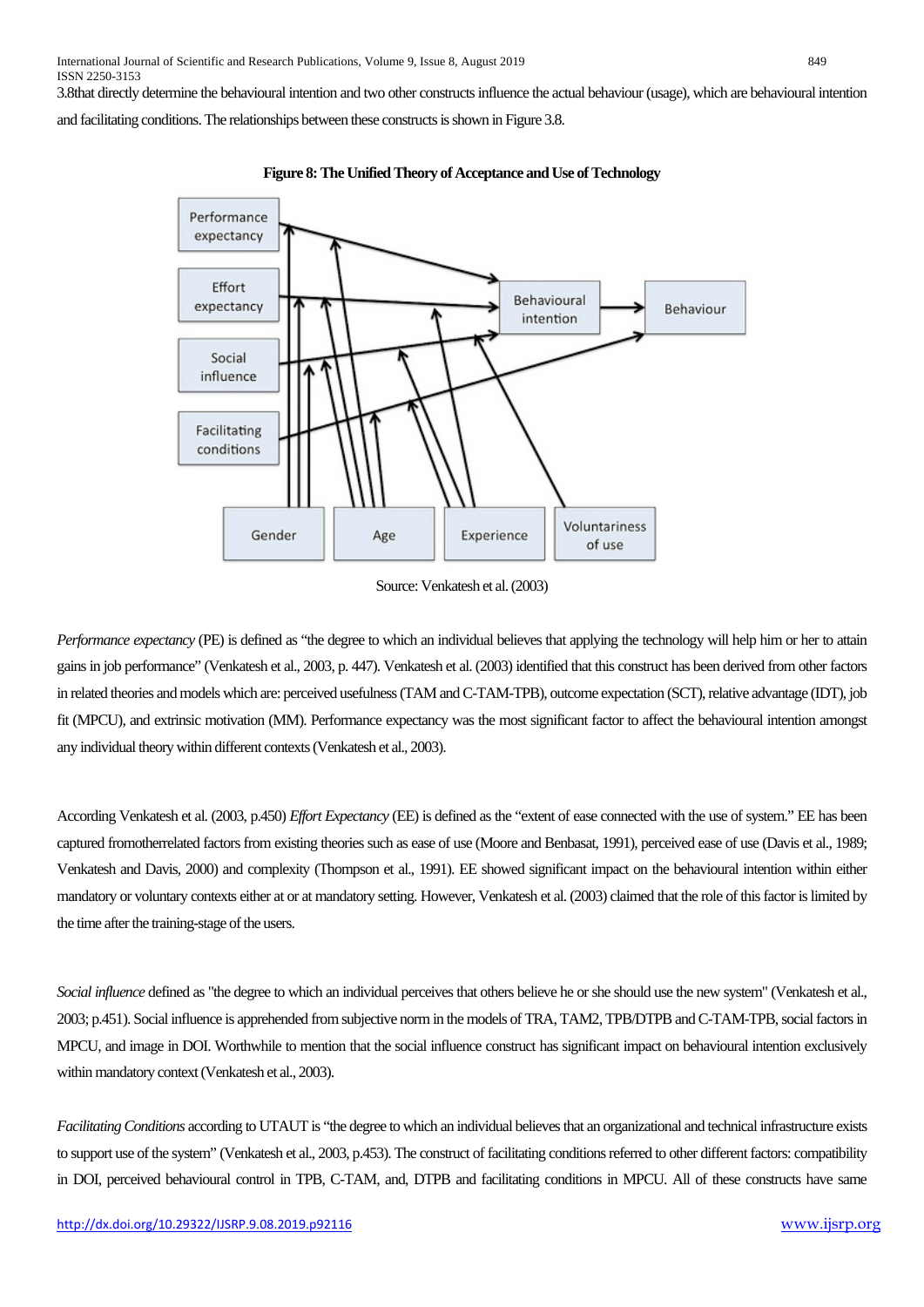3.8that directly determine the behavioural intention and two other constructs influence the actual behaviour (usage), which are behavioural intention and facilitating conditions. The relationships between these constructs is shown in Figure 3.8.

**Figure 8: The Unified Theory of Acceptance and Use of Technology**

Source: Venkatesh et al. (2003)

*Performance expectancy* (PE) is defined as "the degree to which an individual believes that applying the technology will help him or her to attain gains in job performance" (Venkatesh et al., 2003, p. 447). Venkatesh et al. (2003) identified that this construct has been derived from other factors in related theories and models which are: perceived usefulness (TAM and C-TAM-TPB), outcome expectation (SCT), relative advantage (IDT), job fit (MPCU), and extrinsic motivation (MM). Performance expectancy was the most significant factor to affect the behavioural intention amongst any individual theory within different contexts (Venkatesh et al., 2003).

According Venkatesh et al. (2003, p.450) *Effort Expectancy* (EE) is defined as the "extent of ease connected with the use of system." EE has been captured fromotherrelated factors from existing theories such as ease of use (Moore and Benbasat, 1991), perceived ease of use (Davis et al., 1989; Venkatesh and Davis, 2000) and complexity (Thompson et al., 1991). EE showed significant impact on the behavioural intention within either mandatory or voluntary contexts either at or at mandatory setting. However, Venkatesh et al. (2003) claimed that the role of this factor is limited by the time after the training-stage of the users.

*Social influence* defined as "the degree to which an individual perceives that others believe he or she should use the new system" (Venkatesh et al., 2003; p.451). Social influence is apprehended from subjective norm in the models of TRA, TAM2, TPB/DTPB and C-TAM-TPB, social factors in MPCU, and image in DOI. Worthwhile to mention that the social influence construct has significant impact on behavioural intention exclusively within mandatory context (Venkatesh et al., 2003).

*Facilitating Conditions* according to UTAUT is "the degree to which an individual believes that an organizational and technical infrastructure exists to support use of the system" (Venkatesh et al., 2003, p.453). The construct of facilitating conditions referred to other different factors: compatibility in DOI, perceived behavioural control in TPB, C-TAM, and, DTPB and facilitating conditions in MPCU. All of these constructs have same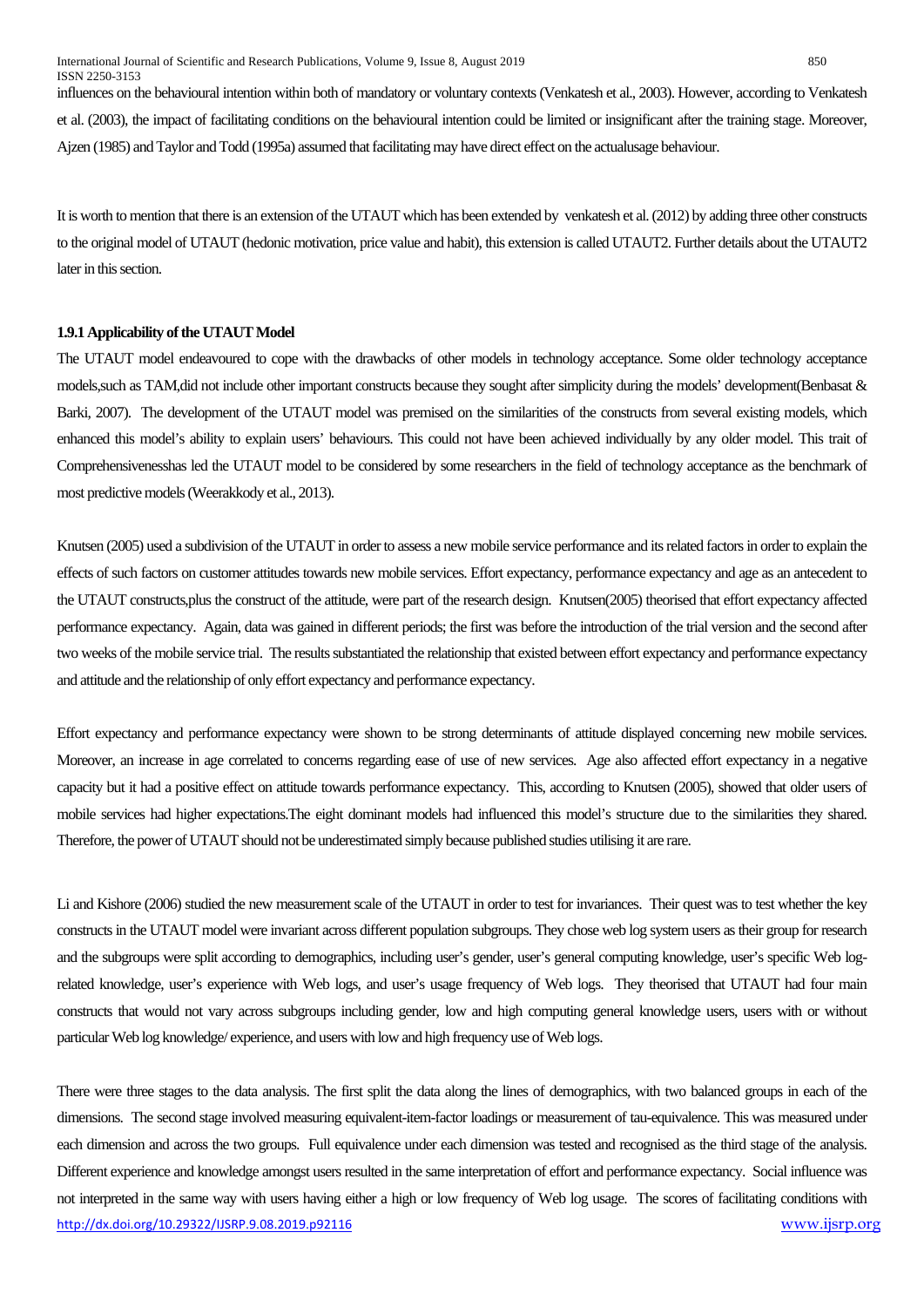influences on the behavioural intention within both of mandatory or voluntary contexts (Venkatesh et al., 2003). However, according to Venkatesh et al. (2003), the impact of facilitating conditions on the behavioural intention could be limited or insignificant after the training stage. Moreover, Ajzen (1985) and Taylor and Todd (1995a) assumed that facilitating may have direct effect on the actualusage behaviour.

It is worth to mention that there is an extension of the UTAUT which has been extended by venkatesh et al. (2012) by adding three other constructs to the original model of UTAUT (hedonic motivation, price value and habit), this extension is called UTAUT2. Further details about the UTAUT2 later in this section.

#### 1.9.1 Applicability of the UTAUT Model

The UTAUT model endeavoured to cope with the drawbacks of other models in technology acceptance. Some older technology acceptance models,such as TAM,did not include other important constructs because they sought after simplicity during the models' development(Benbasat & Barki, 2007). The development of the UTAUT model was premised on the similarities of the constructs from several existing models, which enhanced this model's ability to explain users' behaviours. This could not have been achieved individually by any older model. This trait of Comprehensivenesshas led the UTAUT model to be considered by some researchers in the field of technology acceptance as the benchmark of most predictive models (Weerakkody et al., 2013).

Knutsen (2005) used a subdivision of the UTAUT in order to assess a new mobile service performance and its related factors in order to explain the effects of such factors on customer attitudes towards new mobile services. Effort expectancy, performance expectancy and age as an antecedent to the UTAUT constructs,plus the construct of the attitude, were part of the research design. Knutsen(2005) theorised that effort expectancy affected performance expectancy. Again, data was gained in different periods; the first was before the introduction of the trial version and the second after two weeks of the mobile service trial. The results substantiated the relationship that existed between effort expectancy and performance expectancy and attitude and the relationship of only effort expectancy and performance expectancy.

Effort expectancy and performance expectancy were shown to be strong determinants of attitude displayed concerning new mobile services. Moreover, an increase in age correlated to concerns regarding ease of use of new services. Age also affected effort expectancy in a negative capacity but it had a positive effect on attitude towards performance expectancy. This, according to Knutsen (2005), showed that older users of mobile services had higher expectations.The eight dominant models had influenced this model's structure due to the similarities they shared. Therefore, the power of UTAUT should not be underestimated simply because published studies utilising it are rare.

Li and Kishore (2006) studied the new measurement scale of the UTAUT in order to test for invariances. Their quest was to test whether the key constructs in the UTAUT model were invariant across different population subgroups. They chose web log system users as their group for research and the subgroups were split according to demographics, including user's gender, user's general computing knowledge, user's specific Web log-related knowledge, user's experience with Web logs, and user's usage frequency of Web logs. They theorised that UTAUT had four main constructs that would not vary across subgroups including gender, low and high computing general knowledge users, users with or without particular Web log knowledge/ experience, and users with low and high frequency use of Web logs.

There were three stages to the data analysis. The first split the data along the lines of demographics, with two balanced groups in each of the dimensions. The second stage involved measuring equivalent-item-factor loadings or measurement of tau-equivalence. This was measured under each dimension and across the two groups. Full equivalence under each dimension was tested and recognised as the third stage of the analysis. Different experience and knowledge amongst users resulted in the same interpretation of effort and performance expectancy. Social influence was not interpreted in the same way with users having either a high or low frequency of Web log usage. The scores of facilitating conditions with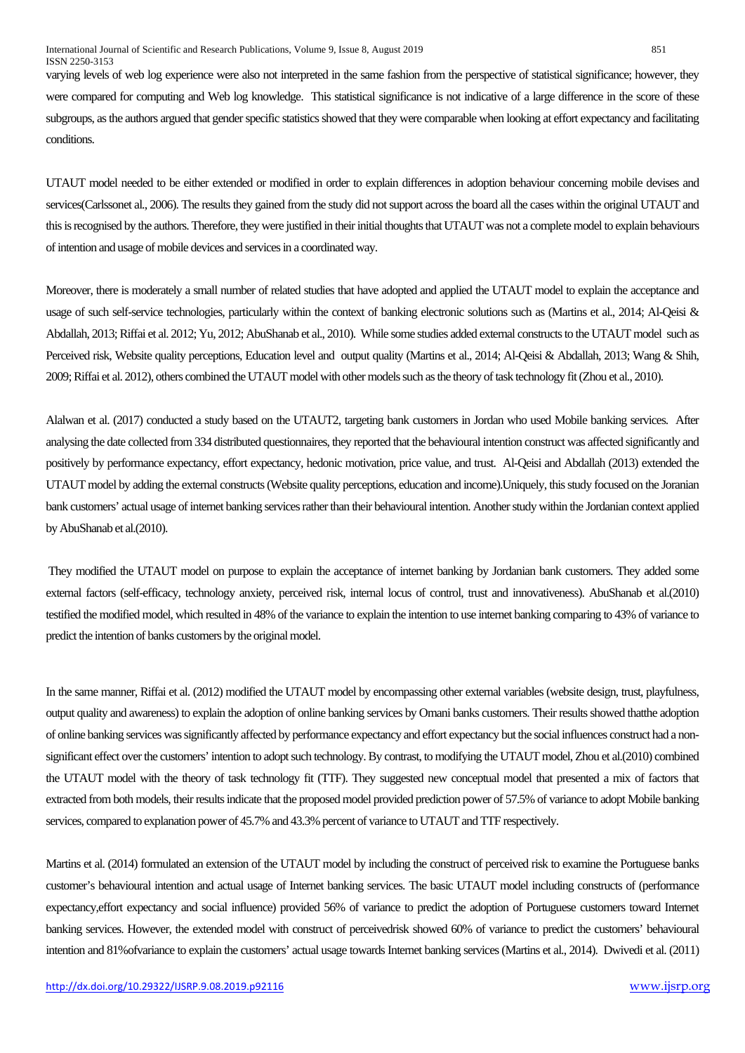varying levels of web log experience were also not interpreted in the same fashion from the perspective of statistical significance; however, they were compared for computing and Web log knowledge. This statistical significance is not indicative of a large difference in the score of these subgroups, as the authors argued that gender specific statistics showed that they were comparable when looking at effort expectancy and facilitating conditions.

UTAUT model needed to be either extended or modified in order to explain differences in adoption behaviour concerning mobile devises and services(Carlssonet al., 2006). The results they gained from the study did not support across the board all the cases within the original UTAUT and this is recognised by the authors. Therefore, they were justified in their initial thoughts that UTAUT was not a complete model to explain behaviours of intention and usage of mobile devices and services in a coordinated way.

Moreover, there is moderately a small number of related studies that have adopted and applied the UTAUT model to explain the acceptance and usage of such self-service technologies, particularly within the context of banking electronic solutions such as (Martins et al., 2014; Al-Qeisi & Abdallah, 2013; Riffai et al. 2012; Yu, 2012; AbuShanab et al., 2010). While some studies added external constructs to the UTAUT model such as Perceived risk, Website quality perceptions, Education level and output quality (Martins et al., 2014; Al-Qeisi & Abdallah, 2013; Wang & Shih, 2009; Riffai et al. 2012), others combined the UTAUT model with other models such as the theory of task technology fit (Zhou et al., 2010).

Alalwan et al. (2017) conducted a study based on the UTAUT2, targeting bank customers in Jordan who used Mobile banking services. After analysing the date collected from 334 distributed questionnaires, they reported that the behavioural intention construct was affected significantly and positively by performance expectancy, effort expectancy, hedonic motivation, price value, and trust. Al-Qeisi and Abdallah (2013) extended the UTAUT model by adding the external constructs (Website quality perceptions, education and income).Uniquely, this study focused on the Joranian bank customers' actual usage of internet banking services rather than their behavioural intention. Another study within the Jordanian context applied by AbuShanab et al.(2010).

They modified the UTAUT model on purpose to explain the acceptance of internet banking by Jordanian bank customers. They added some external factors (self-efficacy, technology anxiety, perceived risk, internal locus of control, trust and innovativeness). AbuShanab et al.(2010) testified the modified model, which resulted in 48% of the variance to explain the intention to use internet banking comparing to 43% of variance to predict the intention of banks customers by the original model.

In the same manner, Riffai et al. (2012) modified the UTAUT model by encompassing other external variables (website design, trust, playfulness, output quality and awareness) to explain the adoption of online banking services by Omani banks customers. Their results showed thatthe adoption of online banking services was significantly affected by performance expectancy and effort expectancy but the social influences construct had a non-significant effect over the customers' intention to adopt such technology. By contrast, to modifying the UTAUT model, Zhou et al.(2010) combined the UTAUT model with the theory of task technology fit (TTF). They suggested new conceptual model that presented a mix of factors that extracted from both models, their results indicate that the proposed model provided prediction power of 57.5% of variance to adopt Mobile banking services, compared to explanation power of 45.7% and 43.3% percent of variance to UTAUT and TTF respectively.

Martins et al. (2014) formulated an extension of the UTAUT model by including the construct of perceived risk to examine the Portuguese banks customer's behavioural intention and actual usage of Internet banking services. The basic UTAUT model including constructs of (performance expectancy,effort expectancy and social influence) provided 56% of variance to predict the adoption of Portuguese customers toward Internet banking services. However, the extended model with construct of perceivedrisk showed 60% of variance to predict the customers' behavioural intention and 81%ofvariance to explain the customers' actual usage towards Internet banking services (Martins et al., 2014). Dwivedi et al. (2011)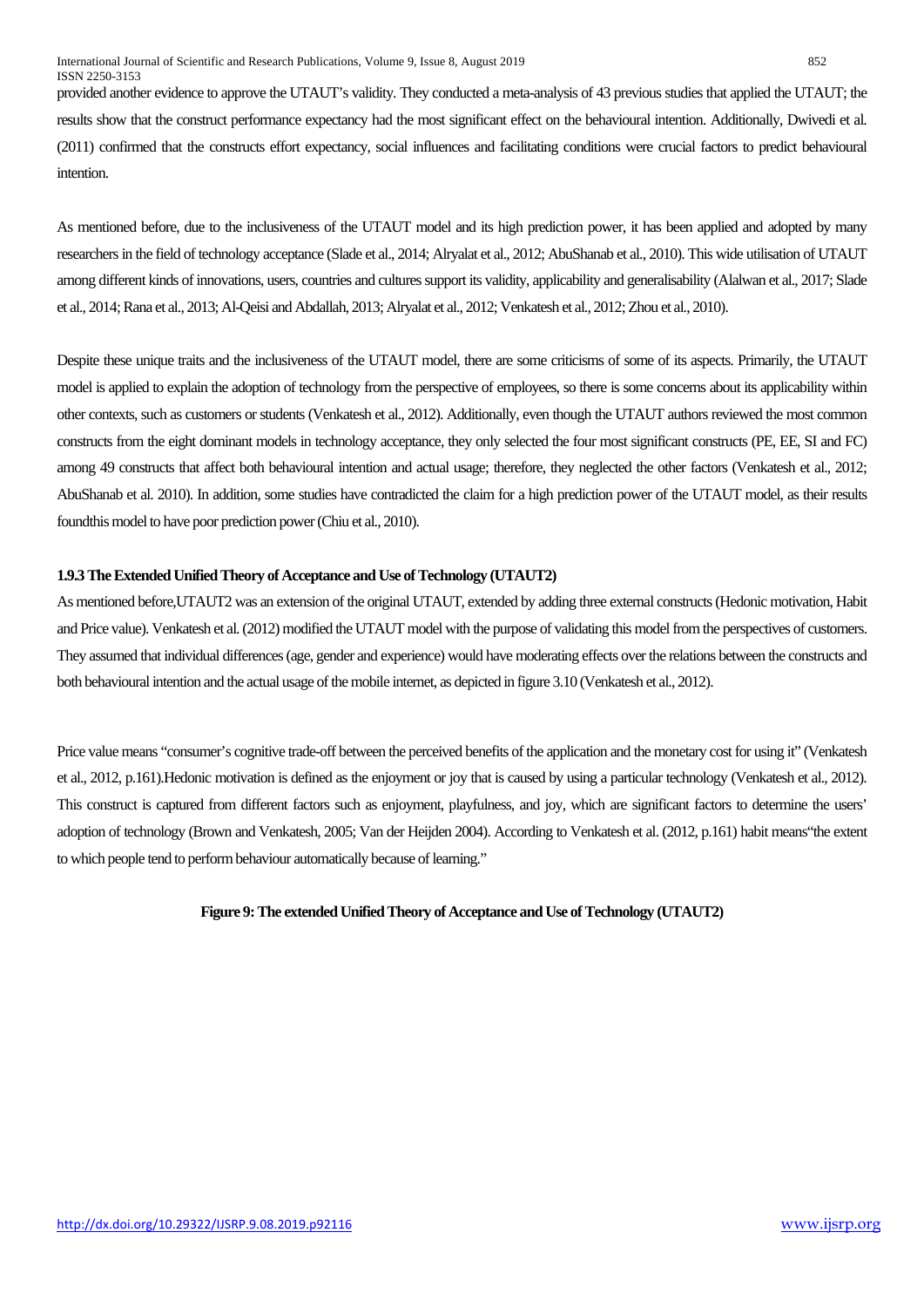provided another evidence to approve the UTAUT's validity. They conducted a meta-analysis of 43 previous studies that applied the UTAUT; the results show that the construct performance expectancy had the most significant effect on the behavioural intention. Additionally, Dwivedi et al. (2011) confirmed that the constructs effort expectancy, social influences and facilitating conditions were crucial factors to predict behavioural intention.

As mentioned before, due to the inclusiveness of the UTAUT model and its high prediction power, it has been applied and adopted by many researchers in the field of technology acceptance (Slade et al., 2014; Alryalat et al., 2012; AbuShanab et al., 2010). This wide utilisation of UTAUT among different kinds of innovations, users, countries and cultures support its validity, applicability and generalisability (Alalwan et al., 2017; Slade et al., 2014; Rana et al., 2013; Al-Qeisi and Abdallah, 2013; Alryalat et al., 2012; Venkatesh et al., 2012; Zhou et al., 2010).

Despite these unique traits and the inclusiveness of the UTAUT model, there are some criticisms of some of its aspects. Primarily, the UTAUT model is applied to explain the adoption of technology from the perspective of employees, so there is some concerns about its applicability within other contexts, such as customers or students (Venkatesh et al., 2012). Additionally, even though the UTAUT authors reviewed the most common constructs from the eight dominant models in technology acceptance, they only selected the four most significant constructs (PE, EE, SI and FC) among 49 constructs that affect both behavioural intention and actual usage; therefore, they neglected the other factors (Venkatesh et al., 2012; AbuShanab et al. 2010). In addition, some studies have contradicted the claim for a high prediction power of the UTAUT model, as their results foundthis model to have poor prediction power (Chiu et al., 2010).

### 1.9.3 The Extended Unified Theory of Acceptance and Use of Technology (UTAUT2)

As mentioned before,UTAUT2 was an extension of the original UTAUT, extended by adding three external constructs (Hedonic motivation, Habit and Price value). Venkatesh et al. (2012) modified the UTAUT model with the purpose of validating this model from the perspectives of customers. They assumed that individual differences (age, gender and experience) would have moderating effects over the relations between the constructs and both behavioural intention and the actual usage of the mobile internet, as depicted in figure 3.10 (Venkatesh et al., 2012).

Price value means "consumer's cognitive trade-off between the perceived benefits of the application and the monetary cost for using it" (Venkatesh et al., 2012, p.161).Hedonic motivation is defined as the enjoyment or joy that is caused by using a particular technology (Venkatesh et al., 2012). This construct is captured from different factors such as enjoyment, playfulness, and joy, which are significant factors to determine the users' adoption of technology (Brown and Venkatesh, 2005; Van der Heijden 2004). According to Venkatesh et al. (2012, p.161) habit means"the extent to which people tend to perform behaviour automatically because of learning."

**Figure 9: The extended Unified Theory of Acceptance and Use of Technology (UTAUT2)**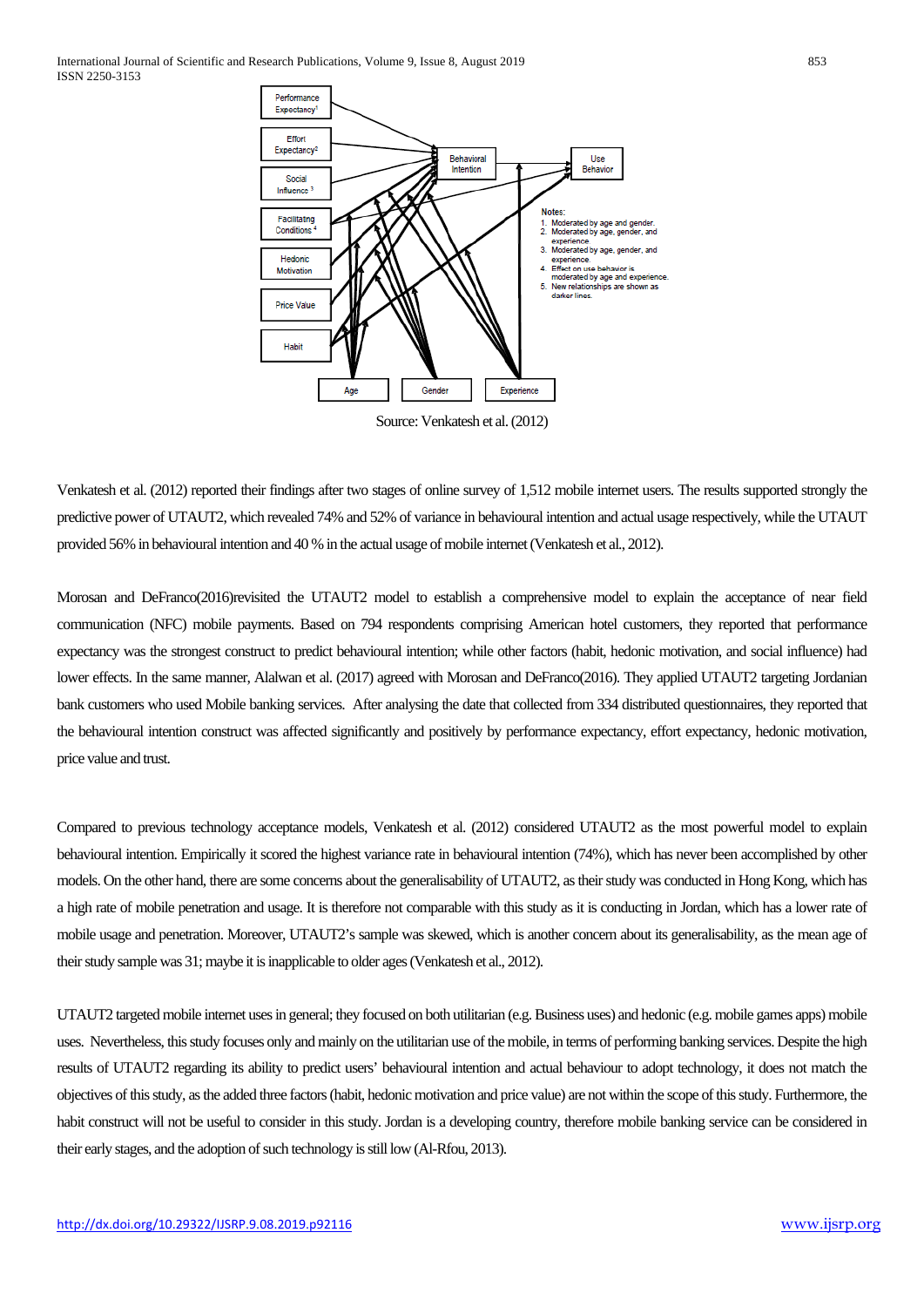Performance Expectancy[1]

Effort Expectancy[2]

Social Influence[3]

Facilitating Conditions[4]

Hedonic Motivation

Price Value

Habit

Behavioral Intention

Use Behavior

Age

Gender

Experience

Notes:
1. Moderated by age and gender.
2. Moderated by age, gender, and experience.
3. Moderated by age, gender, and experience.
4. Effect on use behavior is moderated by age and experience.
5. New relationships are shown as darker lines.

Source: Venkatesh et al. (2012)

Venkatesh et al. (2012) reported their findings after two stages of online survey of 1,512 mobile internet users. The results supported strongly the predictive power of UTAUT2, which revealed 74% and 52% of variance in behavioural intention and actual usage respectively, while the UTAUT provided 56% in behavioural intention and 40 % in the actual usage of mobile internet (Venkatesh et al., 2012).

Morosan and DeFranco(2016)revisited the UTAUT2 model to establish a comprehensive model to explain the acceptance of near field communication (NFC) mobile payments. Based on 794 respondents comprising American hotel customers, they reported that performance expectancy was the strongest construct to predict behavioural intention; while other factors (habit, hedonic motivation, and social influence) had lower effects. In the same manner, Alalwan et al. (2017) agreed with Morosan and DeFranco(2016). They applied UTAUT2 targeting Jordanian bank customers who used Mobile banking services. After analysing the date that collected from 334 distributed questionnaires, they reported that the behavioural intention construct was affected significantly and positively by performance expectancy, effort expectancy, hedonic motivation, price value and trust.

Compared to previous technology acceptance models, Venkatesh et al. (2012) considered UTAUT2 as the most powerful model to explain behavioural intention. Empirically it scored the highest variance rate in behavioural intention (74%), which has never been accomplished by other models. On the other hand, there are some concerns about the generalisability of UTAUT2, as their study was conducted in Hong Kong, which has a high rate of mobile penetration and usage. It is therefore not comparable with this study as it is conducting in Jordan, which has a lower rate of mobile usage and penetration. Moreover, UTAUT2's sample was skewed, which is another concern about its generalisability, as the mean age of their study sample was 31; maybe it is inapplicable to older ages (Venkatesh et al., 2012).

UTAUT2 targeted mobile internet uses in general; they focused on both utilitarian (e.g. Business uses) and hedonic (e.g. mobile games apps) mobile uses. Nevertheless, this study focuses only and mainly on the utilitarian use of the mobile, in terms of performing banking services. Despite the high results of UTAUT2 regarding its ability to predict users' behavioural intention and actual behaviour to adopt technology, it does not match the objectives of this study, as the added three factors (habit, hedonic motivation and price value) are not within the scope of this study. Furthermore, the habit construct will not be useful to consider in this study. Jordan is a developing country, therefore mobile banking service can be considered in their early stages, and the adoption of such technology is still low (Al-Rfou, 2013).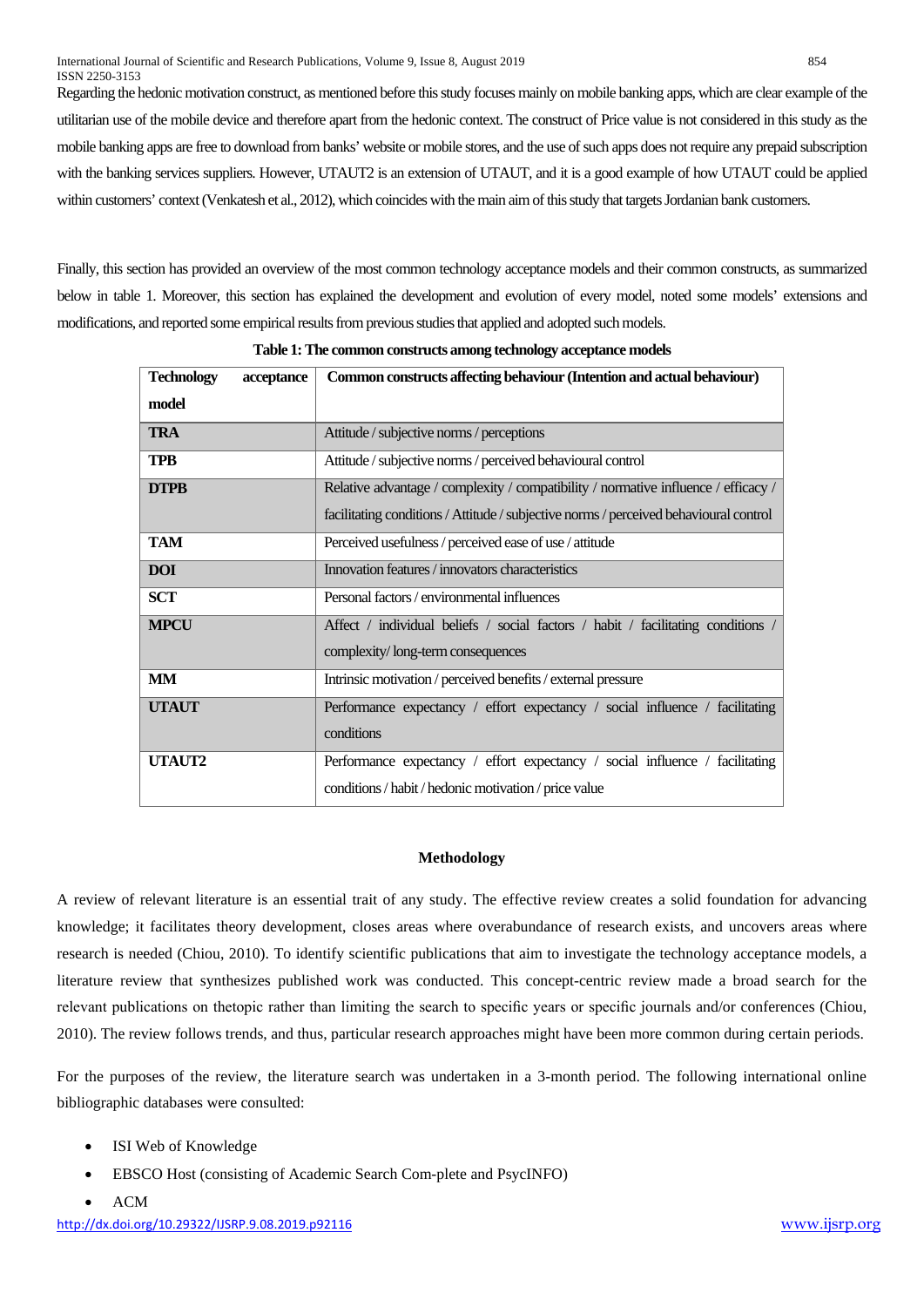Regarding the hedonic motivation construct, as mentioned before this study focuses mainly on mobile banking apps, which are clear example of the utilitarian use of the mobile device and therefore apart from the hedonic context. The construct of Price value is not considered in this study as the mobile banking apps are free to download from banks' website or mobile stores, and the use of such apps does not require any prepaid subscription with the banking services suppliers. However, UTAUT2 is an extension of UTAUT, and it is a good example of how UTAUT could be applied within customers' context (Venkatesh et al., 2012), which coincides with the main aim of this study that targets Jordanian bank customers.

Finally, this section has provided an overview of the most common technology acceptance models and their common constructs, as summarized below in table 1. Moreover, this section has explained the development and evolution of every model, noted some models' extensions and modifications, and reported some empirical results from previous studies that applied and adopted such models.

**Table 1: The common constructs among technology acceptance models**

| Technology acceptance model | Common constructs affecting behaviour (Intention and actual behaviour) |
|---|---|
| **TRA** | Attitude / subjective norms / perceptions |
| **TPB** | Attitude / subjective norms / perceived behavioural control |
| **DTPB** | Relative advantage / complexity / compatibility / normative influence / efficacy / facilitating conditions / Attitude / subjective norms / perceived behavioural control |
| **TAM** | Perceived usefulness / perceived ease of use / attitude |
| **DOI** | Innovation features / innovators characteristics |
| **SCT** | Personal factors / environmental influences |
| **MPCU** | Affect / individual beliefs / social factors / habit / facilitating conditions / complexity/ long-term consequences |
| **MM** | Intrinsic motivation / perceived benefits / external pressure |
| **UTAUT** | Performance expectancy / effort expectancy / social influence / facilitating conditions |
| **UTAUT2** | Performance expectancy / effort expectancy / social influence / facilitating conditions / habit / hedonic motivation / price value |

## Methodology

A review of relevant literature is an essential trait of any study. The effective review creates a solid foundation for advancing knowledge; it facilitates theory development, closes areas where overabundance of research exists, and uncovers areas where research is needed (Chiou, 2010). To identify scientific publications that aim to investigate the technology acceptance models, a literature review that synthesizes published work was conducted. This concept-centric review made a broad search for the relevant publications on thetopic rather than limiting the search to specific years or specific journals and/or conferences (Chiou, 2010). The review follows trends, and thus, particular research approaches might have been more common during certain periods.

For the purposes of the review, the literature search was undertaken in a 3-month period. The following international online bibliographic databases were consulted:

- ISI Web of Knowledge
- EBSCO Host (consisting of Academic Search Com-plete and PsycINFO)
- ACM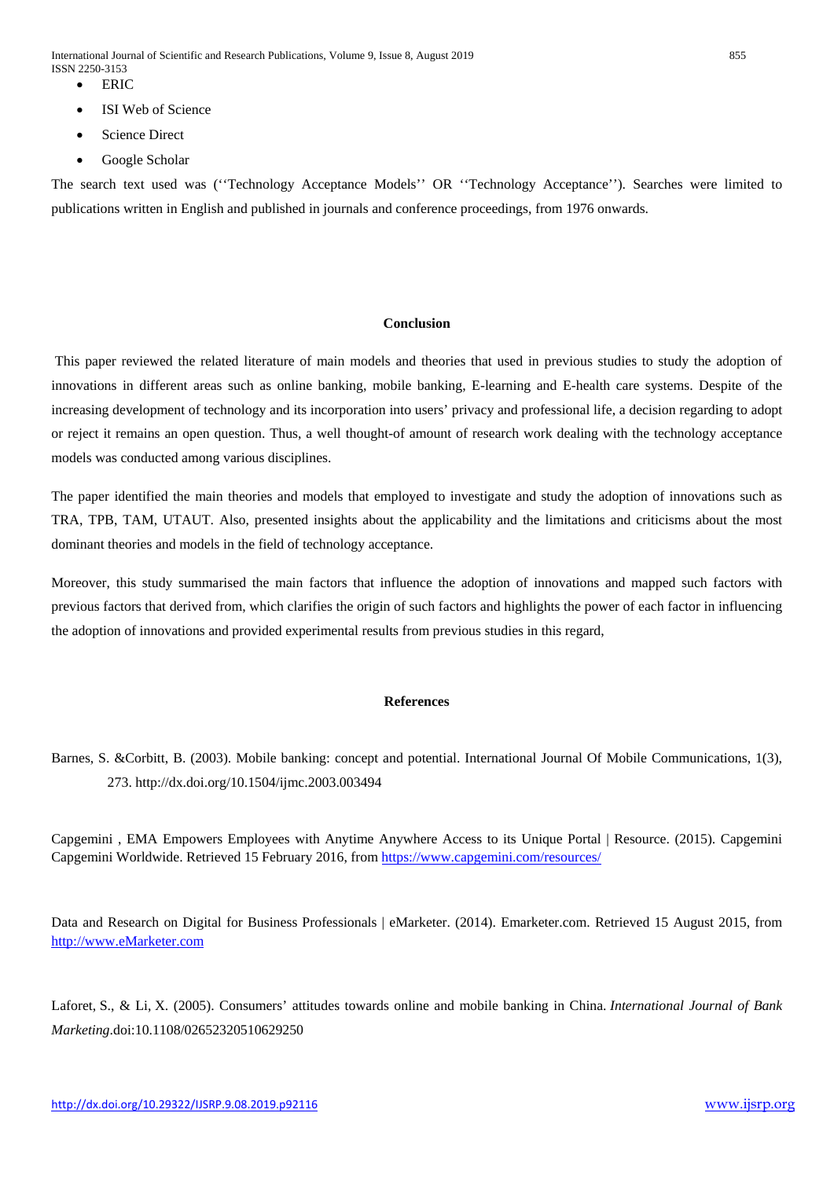- ERIC
- ISI Web of Science
- Science Direct
- Google Scholar

The search text used was (''Technology Acceptance Models'' OR ''Technology Acceptance''). Searches were limited to publications written in English and published in journals and conference proceedings, from 1976 onwards.

## Conclusion

This paper reviewed the related literature of main models and theories that used in previous studies to study the adoption of innovations in different areas such as online banking, mobile banking, E-learning and E-health care systems. Despite of the increasing development of technology and its incorporation into users' privacy and professional life, a decision regarding to adopt or reject it remains an open question. Thus, a well thought-of amount of research work dealing with the technology acceptance models was conducted among various disciplines.

The paper identified the main theories and models that employed to investigate and study the adoption of innovations such as TRA, TPB, TAM, UTAUT. Also, presented insights about the applicability and the limitations and criticisms about the most dominant theories and models in the field of technology acceptance.

Moreover, this study summarised the main factors that influence the adoption of innovations and mapped such factors with previous factors that derived from, which clarifies the origin of such factors and highlights the power of each factor in influencing the adoption of innovations and provided experimental results from previous studies in this regard,

## References

Barnes, S. &Corbitt, B. (2003). Mobile banking: concept and potential. International Journal Of Mobile Communications, 1(3), 273. http://dx.doi.org/10.1504/ijmc.2003.003494

Capgemini , EMA Empowers Employees with Anytime Anywhere Access to its Unique Portal | Resource. (2015). Capgemini Capgemini Worldwide. Retrieved 15 February 2016, from https://www.capgemini.com/resources/

Data and Research on Digital for Business Professionals | eMarketer. (2014). Emarketer.com. Retrieved 15 August 2015, from http://www.eMarketer.com

Laforet, S., & Li, X. (2005). Consumers' attitudes towards online and mobile banking in China. *International Journal of Bank Marketing*.doi:10.1108/02652320510629250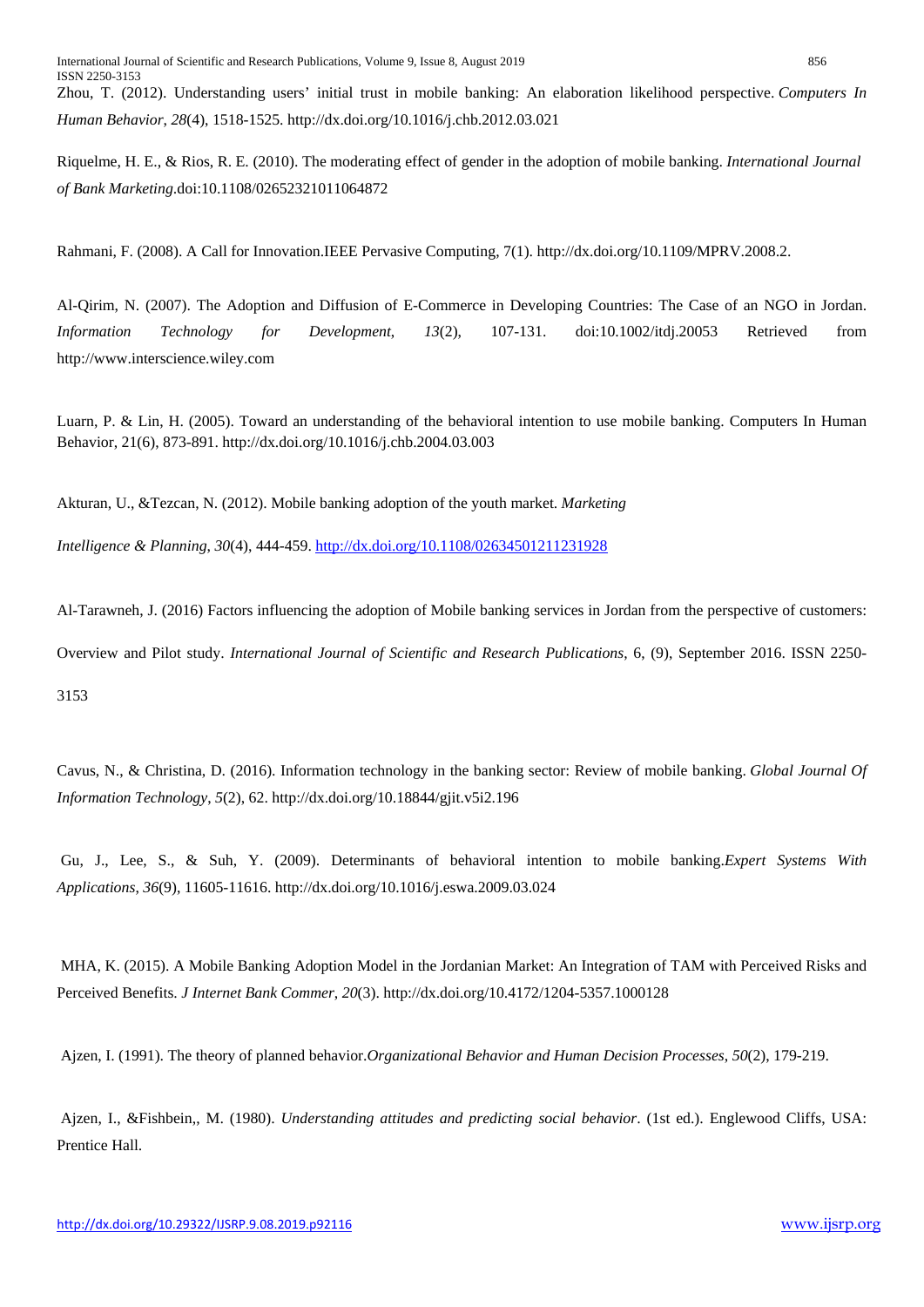Zhou, T. (2012). Understanding users' initial trust in mobile banking: An elaboration likelihood perspective. *Computers In Human Behavior*, *28*(4), 1518-1525. http://dx.doi.org/10.1016/j.chb.2012.03.021

Riquelme, H. E., & Rios, R. E. (2010). The moderating effect of gender in the adoption of mobile banking. *International Journal of Bank Marketing*.doi:10.1108/02652321011064872

Rahmani, F. (2008). A Call for Innovation.IEEE Pervasive Computing, 7(1). http://dx.doi.org/10.1109/MPRV.2008.2.

Al-Qirim, N. (2007). The Adoption and Diffusion of E-Commerce in Developing Countries: The Case of an NGO in Jordan. *Information Technology for Development*, *13*(2), 107-131. doi:10.1002/itdj.20053 Retrieved from http://www.interscience.wiley.com

Luarn, P. & Lin, H. (2005). Toward an understanding of the behavioral intention to use mobile banking. Computers In Human Behavior, 21(6), 873-891. http://dx.doi.org/10.1016/j.chb.2004.03.003

Akturan, U., &Tezcan, N. (2012). Mobile banking adoption of the youth market. *Marketing Intelligence & Planning*, *30*(4), 444-459. http://dx.doi.org/10.1108/02634501211231928

Al-Tarawneh, J. (2016) Factors influencing the adoption of Mobile banking services in Jordan from the perspective of customers: Overview and Pilot study. *International Journal of Scientific and Research Publications*, 6, (9), September 2016. ISSN 2250-3153

Cavus, N., & Christina, D. (2016). Information technology in the banking sector: Review of mobile banking. *Global Journal Of Information Technology*, *5*(2), 62. http://dx.doi.org/10.18844/gjit.v5i2.196

Gu, J., Lee, S., & Suh, Y. (2009). Determinants of behavioral intention to mobile banking.*Expert Systems With Applications*, *36*(9), 11605-11616. http://dx.doi.org/10.1016/j.eswa.2009.03.024

MHA, K. (2015). A Mobile Banking Adoption Model in the Jordanian Market: An Integration of TAM with Perceived Risks and Perceived Benefits. *J Internet Bank Commer*, *20*(3). http://dx.doi.org/10.4172/1204-5357.1000128

Ajzen, I. (1991). The theory of planned behavior.*Organizational Behavior and Human Decision Processes*, *50*(2), 179-219.

Ajzen, I., &Fishbein,, M. (1980). *Understanding attitudes and predicting social behavior*. (1st ed.). Englewood Cliffs, USA: Prentice Hall.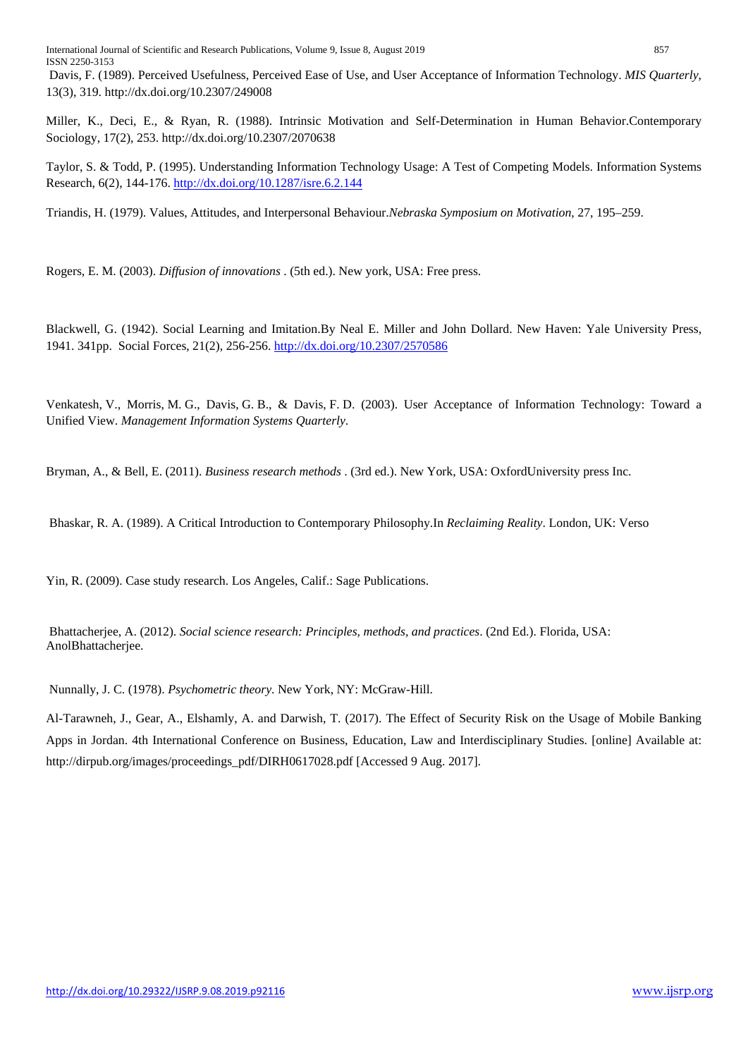Davis, F. (1989). Perceived Usefulness, Perceived Ease of Use, and User Acceptance of Information Technology. *MIS Quarterly*, 13(3), 319. http://dx.doi.org/10.2307/249008

Miller, K., Deci, E., & Ryan, R. (1988). Intrinsic Motivation and Self-Determination in Human Behavior.Contemporary Sociology, 17(2), 253. http://dx.doi.org/10.2307/2070638

Taylor, S. & Todd, P. (1995). Understanding Information Technology Usage: A Test of Competing Models. Information Systems Research, 6(2), 144-176. http://dx.doi.org/10.1287/isre.6.2.144

Triandis, H. (1979). Values, Attitudes, and Interpersonal Behaviour.*Nebraska Symposium on Motivation*, 27, 195–259.

Rogers, E. M. (2003). *Diffusion of innovations* . (5th ed.). New york, USA: Free press.

Blackwell, G. (1942). Social Learning and Imitation.By Neal E. Miller and John Dollard. New Haven: Yale University Press, 1941. 341pp. Social Forces, 21(2), 256-256. http://dx.doi.org/10.2307/2570586

Venkatesh, V., Morris, M. G., Davis, G. B., & Davis, F. D. (2003). User Acceptance of Information Technology: Toward a Unified View. *Management Information Systems Quarterly*.

Bryman, A., & Bell, E. (2011). *Business research methods* . (3rd ed.). New York, USA: OxfordUniversity press Inc.

Bhaskar, R. A. (1989). A Critical Introduction to Contemporary Philosophy.In *Reclaiming Reality*. London, UK: Verso

Yin, R. (2009). Case study research. Los Angeles, Calif.: Sage Publications.

Bhattacherjee, A. (2012). *Social science research: Principles, methods, and practices*. (2nd Ed.). Florida, USA: AnolBhattacherjee.

Nunnally, J. C. (1978). *Psychometric theory*. New York, NY: McGraw-Hill.

Al-Tarawneh, J., Gear, A., Elshamly, A. and Darwish, T. (2017). The Effect of Security Risk on the Usage of Mobile Banking Apps in Jordan. 4th International Conference on Business, Education, Law and Interdisciplinary Studies. [online] Available at: http://dirpub.org/images/proceedings_pdf/DIRH0617028.pdf [Accessed 9 Aug. 2017].